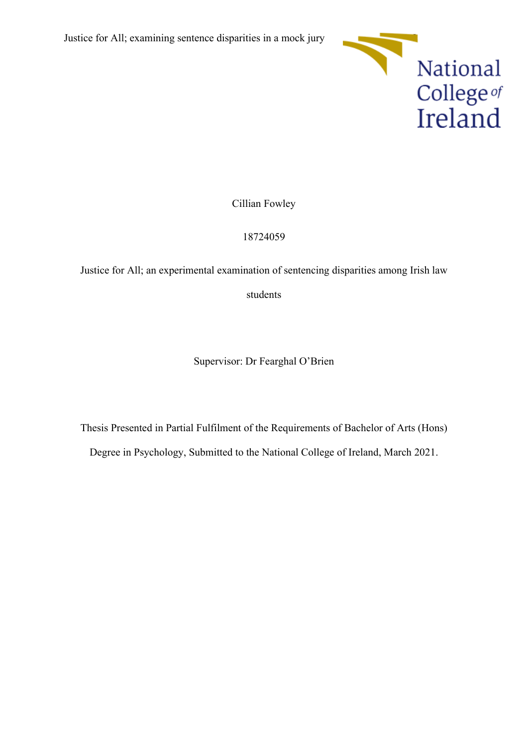Cillian Fowley

18724059

Justice for All; an experimental examination of sentencing disparities among Irish law students

Supervisor: Dr Fearghal O'Brien

Thesis Presented in Partial Fulfilment of the Requirements of Bachelor of Arts (Hons) Degree in Psychology, Submitted to the National College of Ireland, March 2021.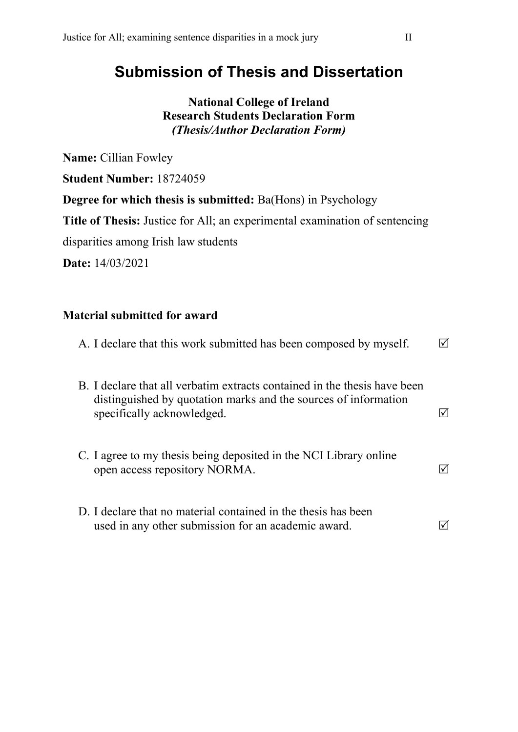# Submission of Thesis and Dissertation

**National College of Ireland**
**Research Students Declaration Form**
***(Thesis/Author Declaration Form)***

**Name:** Cillian Fowley

**Student Number:** 18724059

**Degree for which thesis is submitted:** Ba(Hons) in Psychology

**Title of Thesis:** Justice for All; an experimental examination of sentencing disparities among Irish law students

**Date:** 14/03/2021

## Material submitted for award

A. I declare that this work submitted has been composed by myself. ☑

B. I declare that all verbatim extracts contained in the thesis have been distinguished by quotation marks and the sources of information specifically acknowledged. ☑

C. I agree to my thesis being deposited in the NCI Library online open access repository NORMA. ☑

D. I declare that no material contained in the thesis has been used in any other submission for an academic award. ☑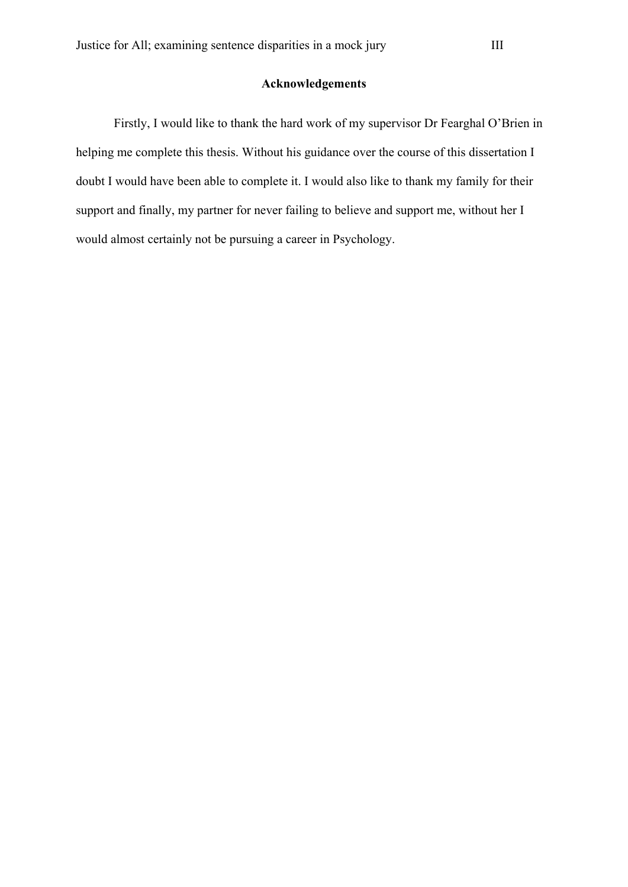# Acknowledgements

Firstly, I would like to thank the hard work of my supervisor Dr Fearghal O'Brien in helping me complete this thesis. Without his guidance over the course of this dissertation I doubt I would have been able to complete it. I would also like to thank my family for their support and finally, my partner for never failing to believe and support me, without her I would almost certainly not be pursuing a career in Psychology.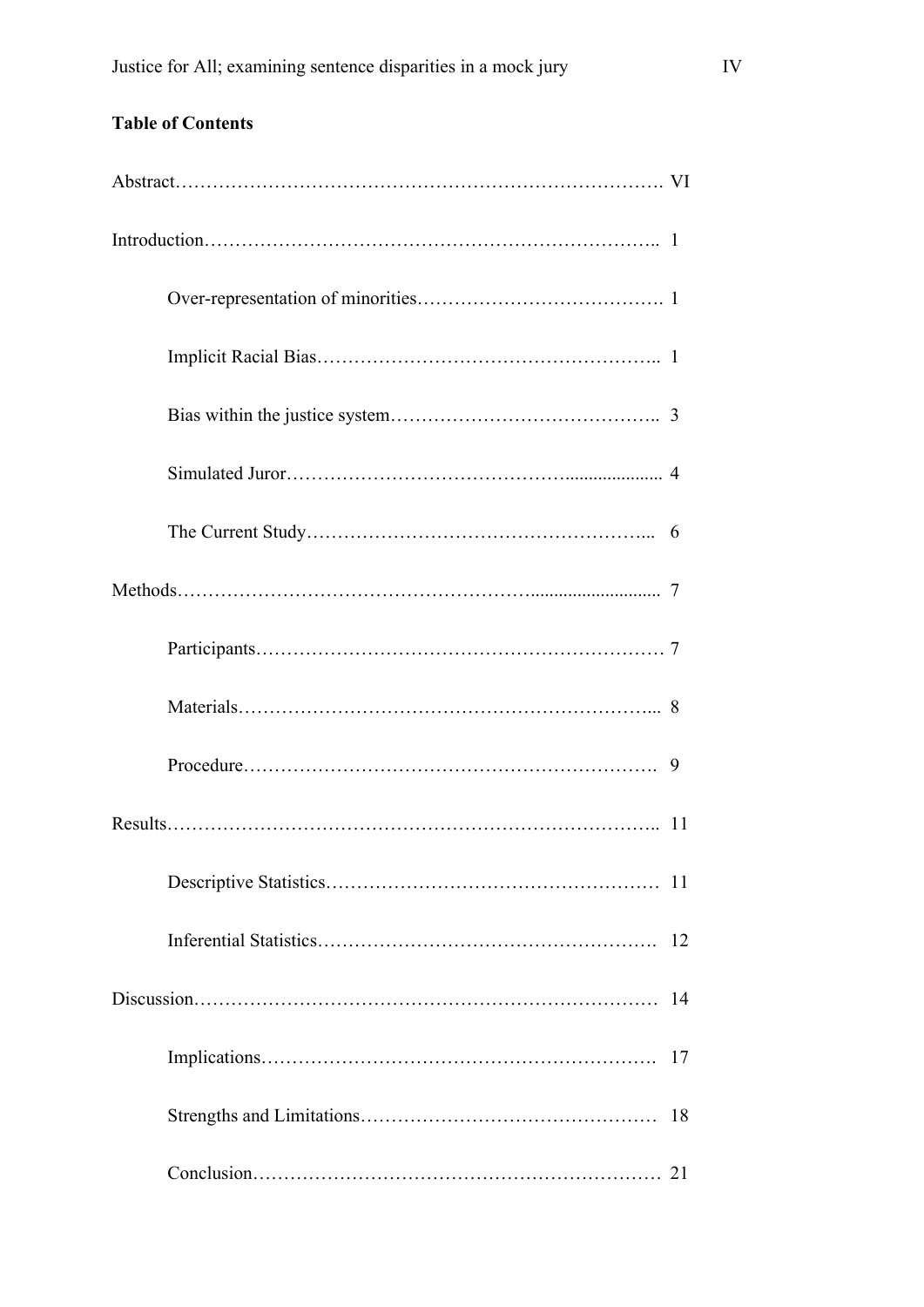**Table of Contents**

Abstract………………………………………………………………………. VI

Introduction……………………………………………………………….. 1

- Over-representation of minorities…………………………………. 1
- Implicit Racial Bias……………………………………………….. 1
- Bias within the justice system…………………………………….. 3
- Simulated Juror…………………………………….................... 4
- The Current Study……………………………………………….... 6

Methods…………………………………………….......................... 7

- Participants………………………………………………………… 7
- Materials………………………………………………………….... 8
- Procedure…………………………………………………………. 9

Results…………………………………………………………………….. 11

- Descriptive Statistics……………………………………………… 11
- Inferential Statistics………………………………………………. 12

Discussion………………………………………………………………… 14

- Implications………………………………………………………. 17
- Strengths and Limitations………………………………………… 18
- Conclusion………………………………………………………… 21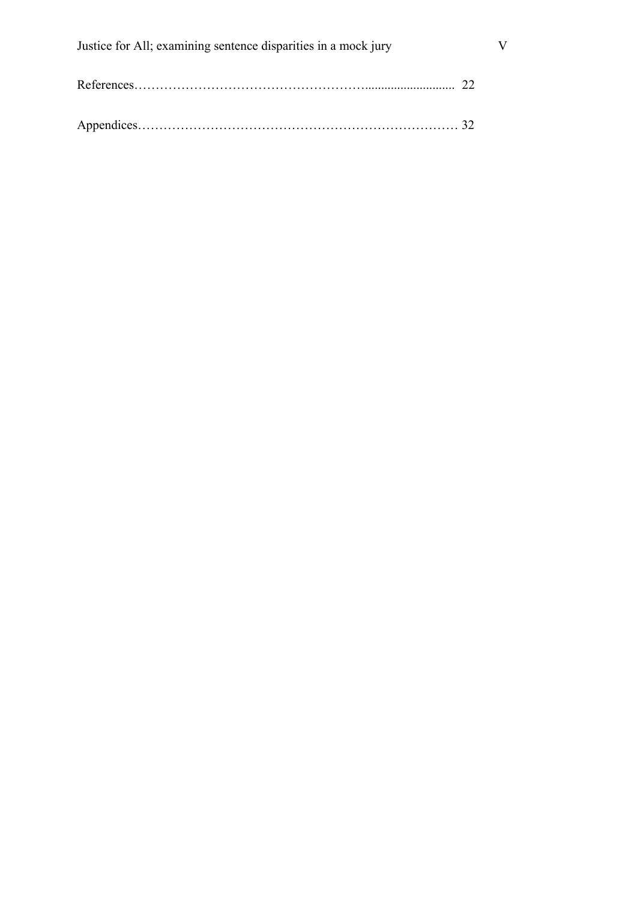References………………………………………………............................ 22

Appendices………………………………………………………………… 32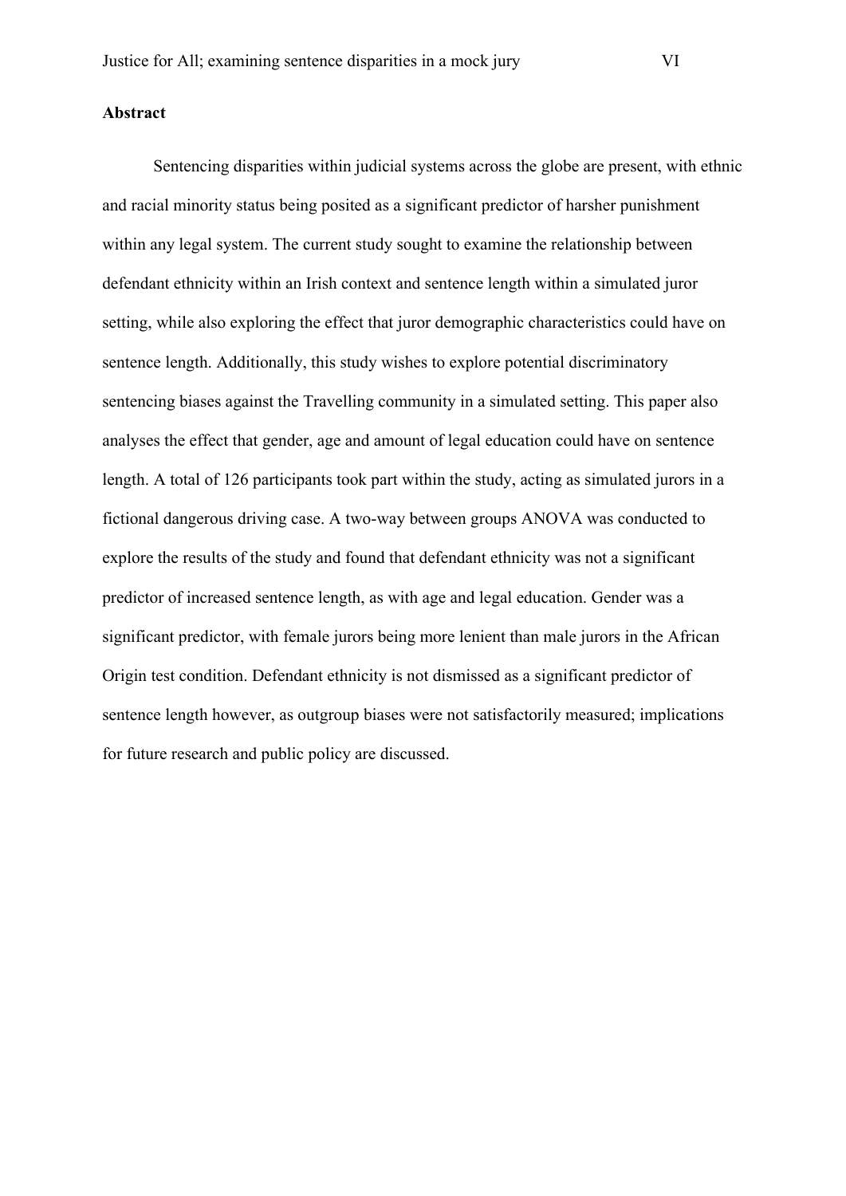**Abstract**

Sentencing disparities within judicial systems across the globe are present, with ethnic and racial minority status being posited as a significant predictor of harsher punishment within any legal system. The current study sought to examine the relationship between defendant ethnicity within an Irish context and sentence length within a simulated juror setting, while also exploring the effect that juror demographic characteristics could have on sentence length. Additionally, this study wishes to explore potential discriminatory sentencing biases against the Travelling community in a simulated setting. This paper also analyses the effect that gender, age and amount of legal education could have on sentence length. A total of 126 participants took part within the study, acting as simulated jurors in a fictional dangerous driving case. A two-way between groups ANOVA was conducted to explore the results of the study and found that defendant ethnicity was not a significant predictor of increased sentence length, as with age and legal education. Gender was a significant predictor, with female jurors being more lenient than male jurors in the African Origin test condition. Defendant ethnicity is not dismissed as a significant predictor of sentence length however, as outgroup biases were not satisfactorily measured; implications for future research and public policy are discussed.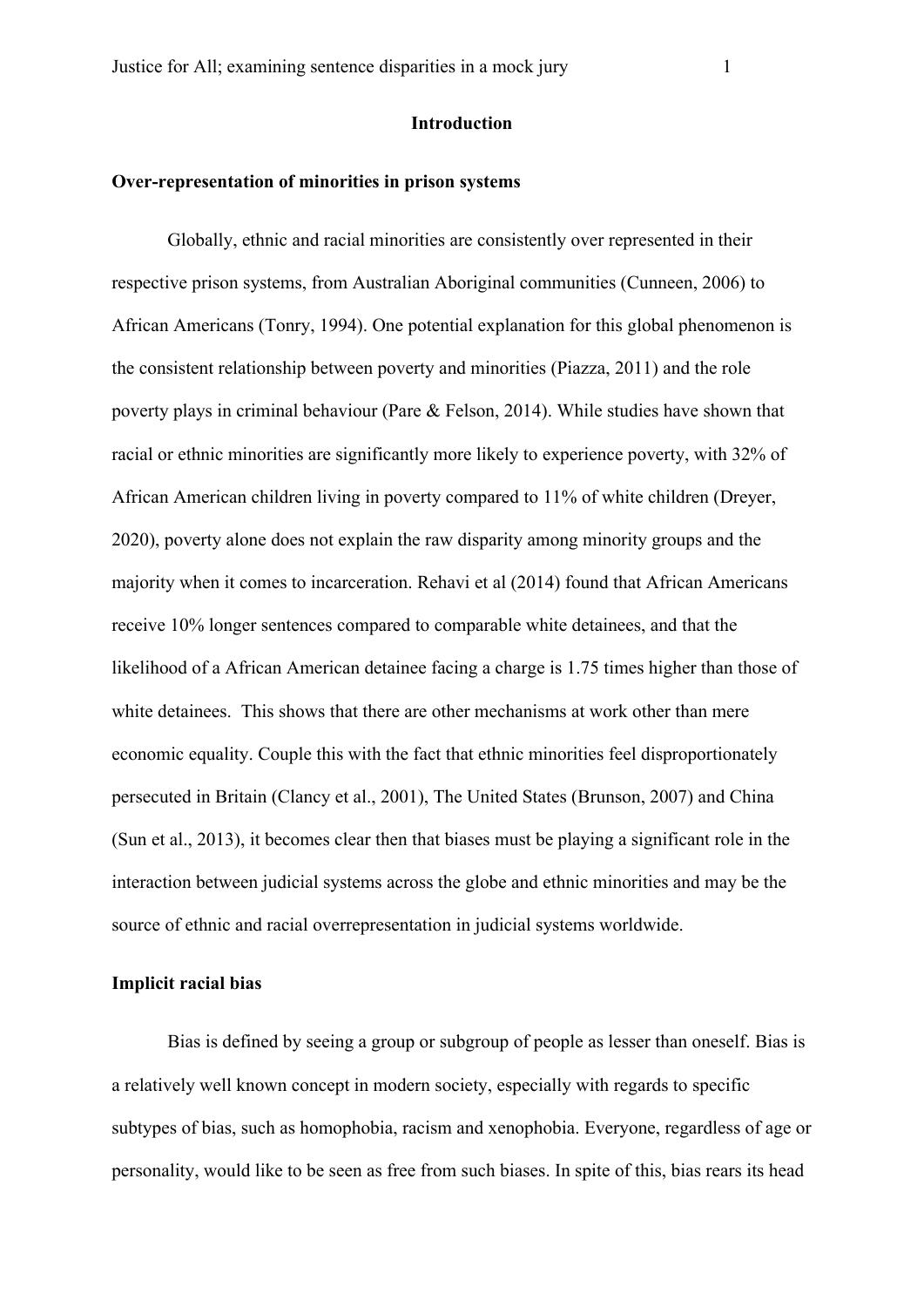## Introduction

### Over-representation of minorities in prison systems

Globally, ethnic and racial minorities are consistently over represented in their respective prison systems, from Australian Aboriginal communities (Cunneen, 2006) to African Americans (Tonry, 1994). One potential explanation for this global phenomenon is the consistent relationship between poverty and minorities (Piazza, 2011) and the role poverty plays in criminal behaviour (Pare & Felson, 2014). While studies have shown that racial or ethnic minorities are significantly more likely to experience poverty, with 32% of African American children living in poverty compared to 11% of white children (Dreyer, 2020), poverty alone does not explain the raw disparity among minority groups and the majority when it comes to incarceration. Rehavi et al (2014) found that African Americans receive 10% longer sentences compared to comparable white detainees, and that the likelihood of a African American detainee facing a charge is 1.75 times higher than those of white detainees. This shows that there are other mechanisms at work other than mere economic equality. Couple this with the fact that ethnic minorities feel disproportionately persecuted in Britain (Clancy et al., 2001), The United States (Brunson, 2007) and China (Sun et al., 2013), it becomes clear then that biases must be playing a significant role in the interaction between judicial systems across the globe and ethnic minorities and may be the source of ethnic and racial overrepresentation in judicial systems worldwide.

### Implicit racial bias

Bias is defined by seeing a group or subgroup of people as lesser than oneself. Bias is a relatively well known concept in modern society, especially with regards to specific subtypes of bias, such as homophobia, racism and xenophobia. Everyone, regardless of age or personality, would like to be seen as free from such biases. In spite of this, bias rears its head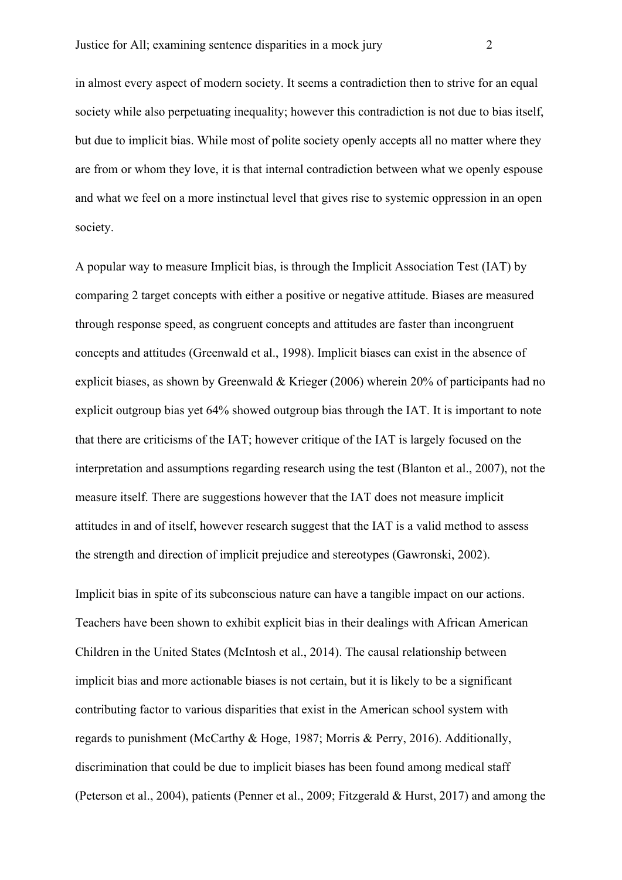in almost every aspect of modern society. It seems a contradiction then to strive for an equal society while also perpetuating inequality; however this contradiction is not due to bias itself, but due to implicit bias. While most of polite society openly accepts all no matter where they are from or whom they love, it is that internal contradiction between what we openly espouse and what we feel on a more instinctual level that gives rise to systemic oppression in an open society.

A popular way to measure Implicit bias, is through the Implicit Association Test (IAT) by comparing 2 target concepts with either a positive or negative attitude. Biases are measured through response speed, as congruent concepts and attitudes are faster than incongruent concepts and attitudes (Greenwald et al., 1998). Implicit biases can exist in the absence of explicit biases, as shown by Greenwald & Krieger (2006) wherein 20% of participants had no explicit outgroup bias yet 64% showed outgroup bias through the IAT. It is important to note that there are criticisms of the IAT; however critique of the IAT is largely focused on the interpretation and assumptions regarding research using the test (Blanton et al., 2007), not the measure itself. There are suggestions however that the IAT does not measure implicit attitudes in and of itself, however research suggest that the IAT is a valid method to assess the strength and direction of implicit prejudice and stereotypes (Gawronski, 2002).

Implicit bias in spite of its subconscious nature can have a tangible impact on our actions. Teachers have been shown to exhibit explicit bias in their dealings with African American Children in the United States (McIntosh et al., 2014). The causal relationship between implicit bias and more actionable biases is not certain, but it is likely to be a significant contributing factor to various disparities that exist in the American school system with regards to punishment (McCarthy & Hoge, 1987; Morris & Perry, 2016). Additionally, discrimination that could be due to implicit biases has been found among medical staff (Peterson et al., 2004), patients (Penner et al., 2009; Fitzgerald & Hurst, 2017) and among the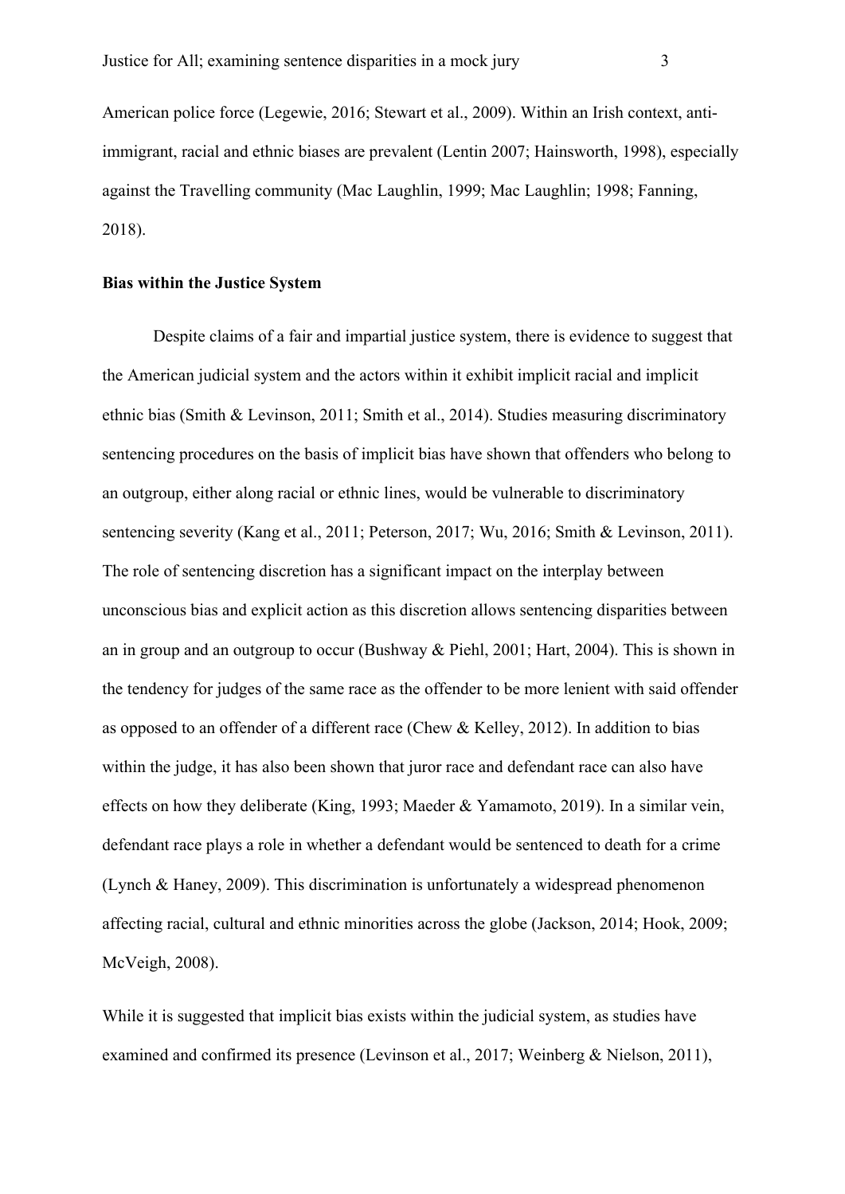American police force (Legewie, 2016; Stewart et al., 2009). Within an Irish context, anti-immigrant, racial and ethnic biases are prevalent (Lentin 2007; Hainsworth, 1998), especially against the Travelling community (Mac Laughlin, 1999; Mac Laughlin; 1998; Fanning, 2018).

**Bias within the Justice System**

Despite claims of a fair and impartial justice system, there is evidence to suggest that the American judicial system and the actors within it exhibit implicit racial and implicit ethnic bias (Smith & Levinson, 2011; Smith et al., 2014). Studies measuring discriminatory sentencing procedures on the basis of implicit bias have shown that offenders who belong to an outgroup, either along racial or ethnic lines, would be vulnerable to discriminatory sentencing severity (Kang et al., 2011; Peterson, 2017; Wu, 2016; Smith & Levinson, 2011). The role of sentencing discretion has a significant impact on the interplay between unconscious bias and explicit action as this discretion allows sentencing disparities between an in group and an outgroup to occur (Bushway & Piehl, 2001; Hart, 2004). This is shown in the tendency for judges of the same race as the offender to be more lenient with said offender as opposed to an offender of a different race (Chew & Kelley, 2012). In addition to bias within the judge, it has also been shown that juror race and defendant race can also have effects on how they deliberate (King, 1993; Maeder & Yamamoto, 2019). In a similar vein, defendant race plays a role in whether a defendant would be sentenced to death for a crime (Lynch & Haney, 2009). This discrimination is unfortunately a widespread phenomenon affecting racial, cultural and ethnic minorities across the globe (Jackson, 2014; Hook, 2009; McVeigh, 2008).

While it is suggested that implicit bias exists within the judicial system, as studies have examined and confirmed its presence (Levinson et al., 2017; Weinberg & Nielson, 2011),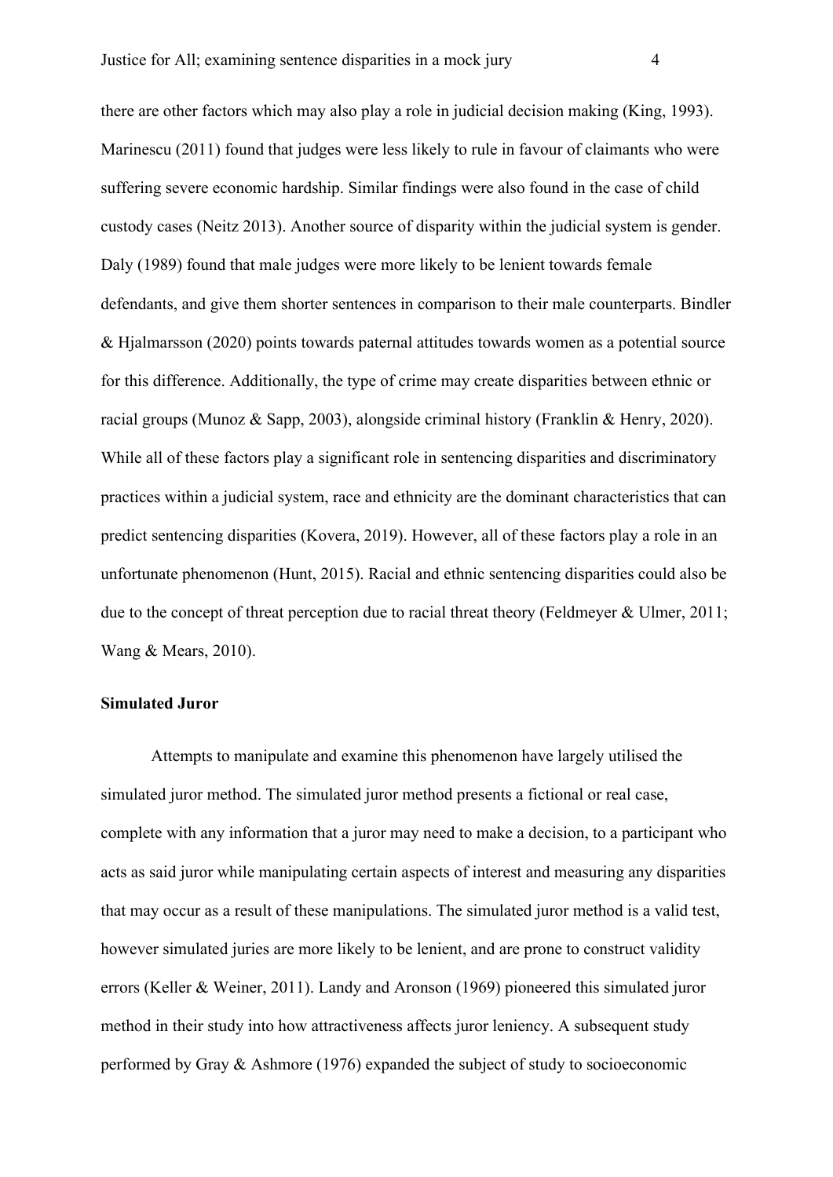there are other factors which may also play a role in judicial decision making (King, 1993). Marinescu (2011) found that judges were less likely to rule in favour of claimants who were suffering severe economic hardship. Similar findings were also found in the case of child custody cases (Neitz 2013). Another source of disparity within the judicial system is gender. Daly (1989) found that male judges were more likely to be lenient towards female defendants, and give them shorter sentences in comparison to their male counterparts. Bindler & Hjalmarsson (2020) points towards paternal attitudes towards women as a potential source for this difference. Additionally, the type of crime may create disparities between ethnic or racial groups (Munoz & Sapp, 2003), alongside criminal history (Franklin & Henry, 2020). While all of these factors play a significant role in sentencing disparities and discriminatory practices within a judicial system, race and ethnicity are the dominant characteristics that can predict sentencing disparities (Kovera, 2019). However, all of these factors play a role in an unfortunate phenomenon (Hunt, 2015). Racial and ethnic sentencing disparities could also be due to the concept of threat perception due to racial threat theory (Feldmeyer & Ulmer, 2011; Wang & Mears, 2010).

**Simulated Juror**

Attempts to manipulate and examine this phenomenon have largely utilised the simulated juror method. The simulated juror method presents a fictional or real case, complete with any information that a juror may need to make a decision, to a participant who acts as said juror while manipulating certain aspects of interest and measuring any disparities that may occur as a result of these manipulations. The simulated juror method is a valid test, however simulated juries are more likely to be lenient, and are prone to construct validity errors (Keller & Weiner, 2011). Landy and Aronson (1969) pioneered this simulated juror method in their study into how attractiveness affects juror leniency. A subsequent study performed by Gray & Ashmore (1976) expanded the subject of study to socioeconomic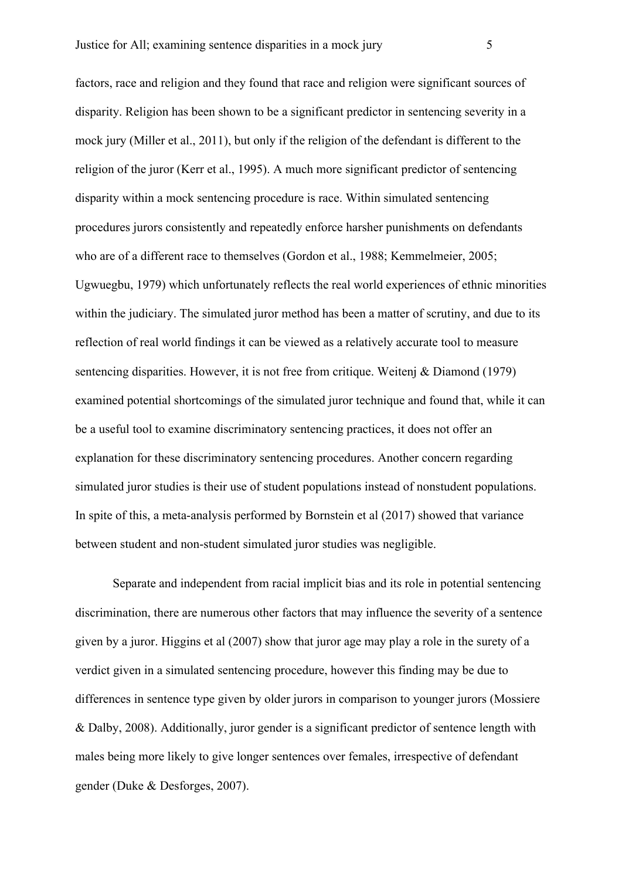factors, race and religion and they found that race and religion were significant sources of disparity. Religion has been shown to be a significant predictor in sentencing severity in a mock jury (Miller et al., 2011), but only if the religion of the defendant is different to the religion of the juror (Kerr et al., 1995). A much more significant predictor of sentencing disparity within a mock sentencing procedure is race. Within simulated sentencing procedures jurors consistently and repeatedly enforce harsher punishments on defendants who are of a different race to themselves (Gordon et al., 1988; Kemmelmeier, 2005; Ugwuegbu, 1979) which unfortunately reflects the real world experiences of ethnic minorities within the judiciary. The simulated juror method has been a matter of scrutiny, and due to its reflection of real world findings it can be viewed as a relatively accurate tool to measure sentencing disparities. However, it is not free from critique. Weitenj & Diamond (1979) examined potential shortcomings of the simulated juror technique and found that, while it can be a useful tool to examine discriminatory sentencing practices, it does not offer an explanation for these discriminatory sentencing procedures. Another concern regarding simulated juror studies is their use of student populations instead of nonstudent populations. In spite of this, a meta-analysis performed by Bornstein et al (2017) showed that variance between student and non-student simulated juror studies was negligible.

Separate and independent from racial implicit bias and its role in potential sentencing discrimination, there are numerous other factors that may influence the severity of a sentence given by a juror. Higgins et al (2007) show that juror age may play a role in the surety of a verdict given in a simulated sentencing procedure, however this finding may be due to differences in sentence type given by older jurors in comparison to younger jurors (Mossiere & Dalby, 2008). Additionally, juror gender is a significant predictor of sentence length with males being more likely to give longer sentences over females, irrespective of defendant gender (Duke & Desforges, 2007).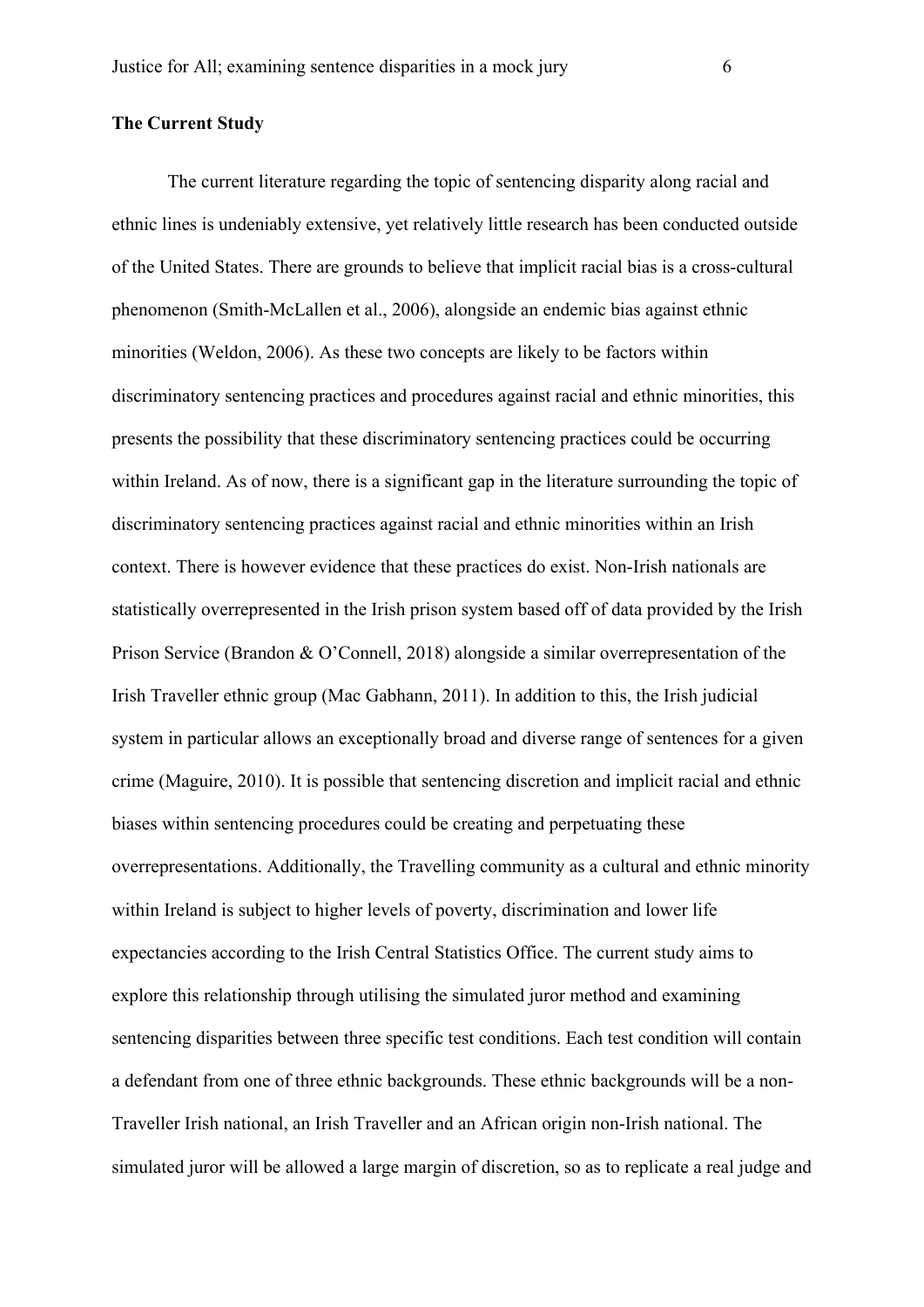**The Current Study**

The current literature regarding the topic of sentencing disparity along racial and ethnic lines is undeniably extensive, yet relatively little research has been conducted outside of the United States. There are grounds to believe that implicit racial bias is a cross-cultural phenomenon (Smith-McLallen et al., 2006), alongside an endemic bias against ethnic minorities (Weldon, 2006). As these two concepts are likely to be factors within discriminatory sentencing practices and procedures against racial and ethnic minorities, this presents the possibility that these discriminatory sentencing practices could be occurring within Ireland. As of now, there is a significant gap in the literature surrounding the topic of discriminatory sentencing practices against racial and ethnic minorities within an Irish context. There is however evidence that these practices do exist. Non-Irish nationals are statistically overrepresented in the Irish prison system based off of data provided by the Irish Prison Service (Brandon & O'Connell, 2018) alongside a similar overrepresentation of the Irish Traveller ethnic group (Mac Gabhann, 2011). In addition to this, the Irish judicial system in particular allows an exceptionally broad and diverse range of sentences for a given crime (Maguire, 2010). It is possible that sentencing discretion and implicit racial and ethnic biases within sentencing procedures could be creating and perpetuating these overrepresentations. Additionally, the Travelling community as a cultural and ethnic minority within Ireland is subject to higher levels of poverty, discrimination and lower life expectancies according to the Irish Central Statistics Office. The current study aims to explore this relationship through utilising the simulated juror method and examining sentencing disparities between three specific test conditions. Each test condition will contain a defendant from one of three ethnic backgrounds. These ethnic backgrounds will be a non-Traveller Irish national, an Irish Traveller and an African origin non-Irish national. The simulated juror will be allowed a large margin of discretion, so as to replicate a real judge and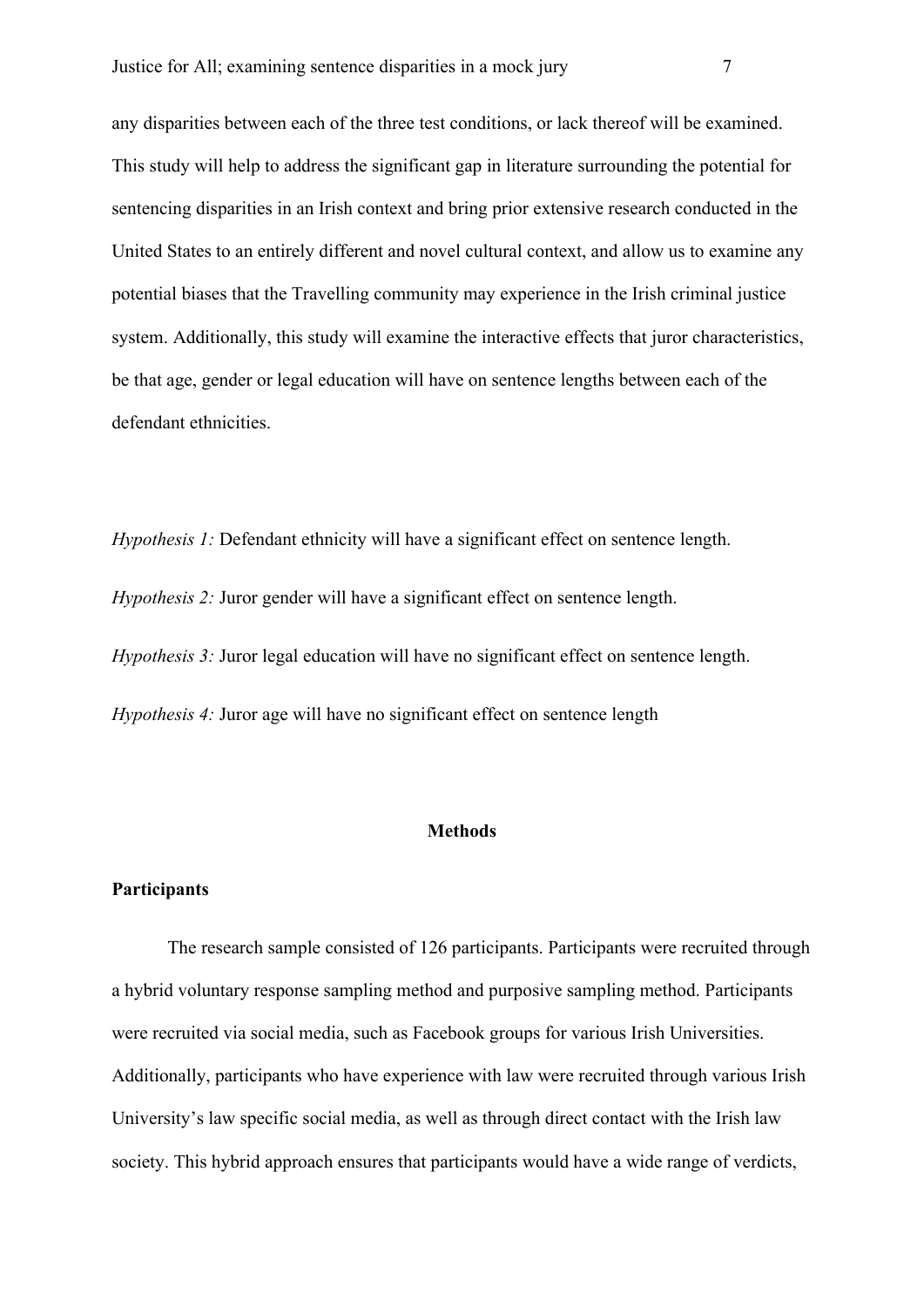any disparities between each of the three test conditions, or lack thereof will be examined. This study will help to address the significant gap in literature surrounding the potential for sentencing disparities in an Irish context and bring prior extensive research conducted in the United States to an entirely different and novel cultural context, and allow us to examine any potential biases that the Travelling community may experience in the Irish criminal justice system. Additionally, this study will examine the interactive effects that juror characteristics, be that age, gender or legal education will have on sentence lengths between each of the defendant ethnicities.

*Hypothesis 1:* Defendant ethnicity will have a significant effect on sentence length.

*Hypothesis 2:* Juror gender will have a significant effect on sentence length.

*Hypothesis 3:* Juror legal education will have no significant effect on sentence length.

*Hypothesis 4:* Juror age will have no significant effect on sentence length

## Methods

### Participants

The research sample consisted of 126 participants. Participants were recruited through a hybrid voluntary response sampling method and purposive sampling method. Participants were recruited via social media, such as Facebook groups for various Irish Universities. Additionally, participants who have experience with law were recruited through various Irish University's law specific social media, as well as through direct contact with the Irish law society. This hybrid approach ensures that participants would have a wide range of verdicts,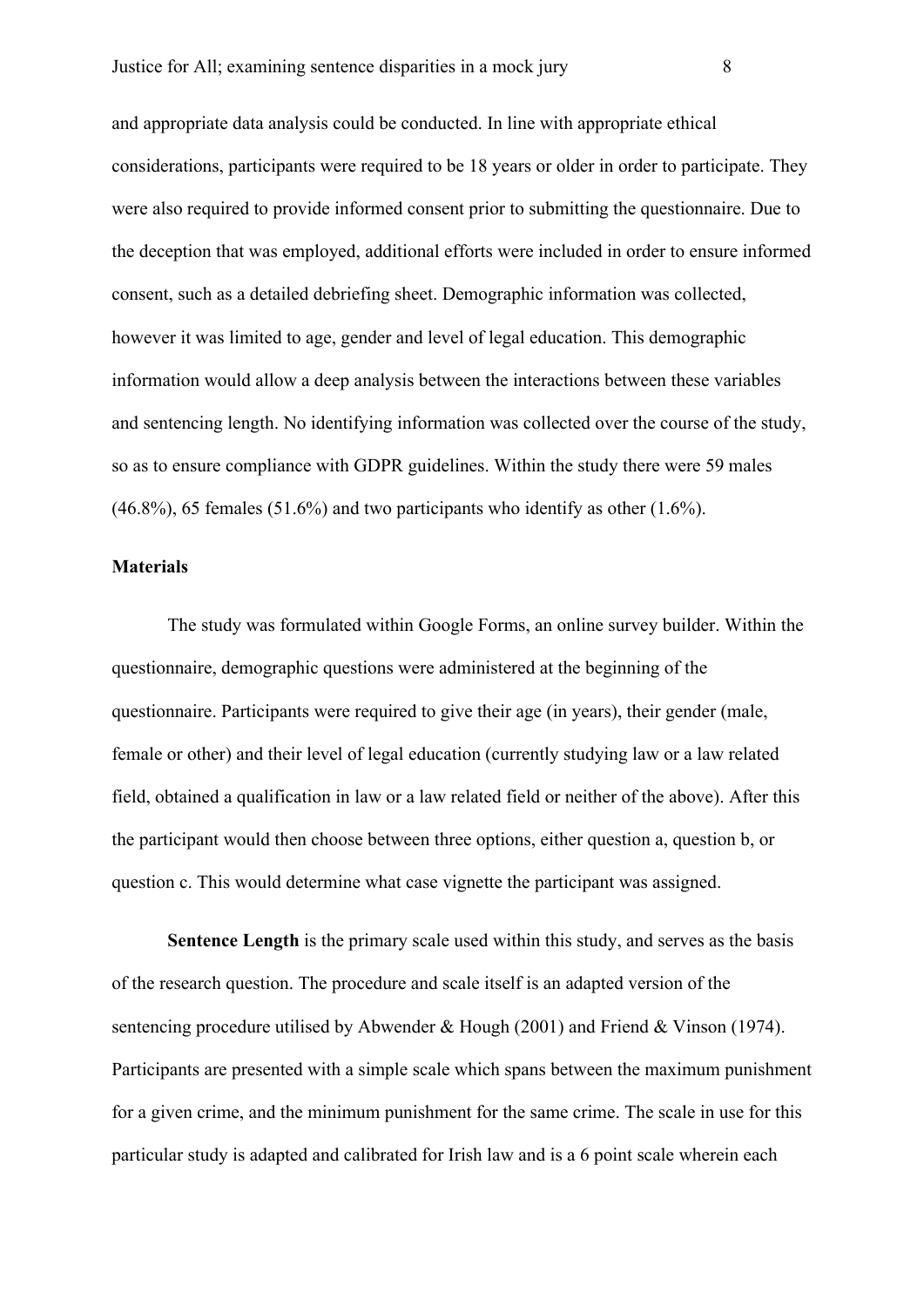and appropriate data analysis could be conducted. In line with appropriate ethical considerations, participants were required to be 18 years or older in order to participate. They were also required to provide informed consent prior to submitting the questionnaire. Due to the deception that was employed, additional efforts were included in order to ensure informed consent, such as a detailed debriefing sheet. Demographic information was collected, however it was limited to age, gender and level of legal education. This demographic information would allow a deep analysis between the interactions between these variables and sentencing length. No identifying information was collected over the course of the study, so as to ensure compliance with GDPR guidelines. Within the study there were 59 males (46.8%), 65 females (51.6%) and two participants who identify as other (1.6%).

**Materials**

The study was formulated within Google Forms, an online survey builder. Within the questionnaire, demographic questions were administered at the beginning of the questionnaire. Participants were required to give their age (in years), their gender (male, female or other) and their level of legal education (currently studying law or a law related field, obtained a qualification in law or a law related field or neither of the above). After this the participant would then choose between three options, either question a, question b, or question c. This would determine what case vignette the participant was assigned.

**Sentence Length** is the primary scale used within this study, and serves as the basis of the research question. The procedure and scale itself is an adapted version of the sentencing procedure utilised by Abwender & Hough (2001) and Friend & Vinson (1974). Participants are presented with a simple scale which spans between the maximum punishment for a given crime, and the minimum punishment for the same crime. The scale in use for this particular study is adapted and calibrated for Irish law and is a 6 point scale wherein each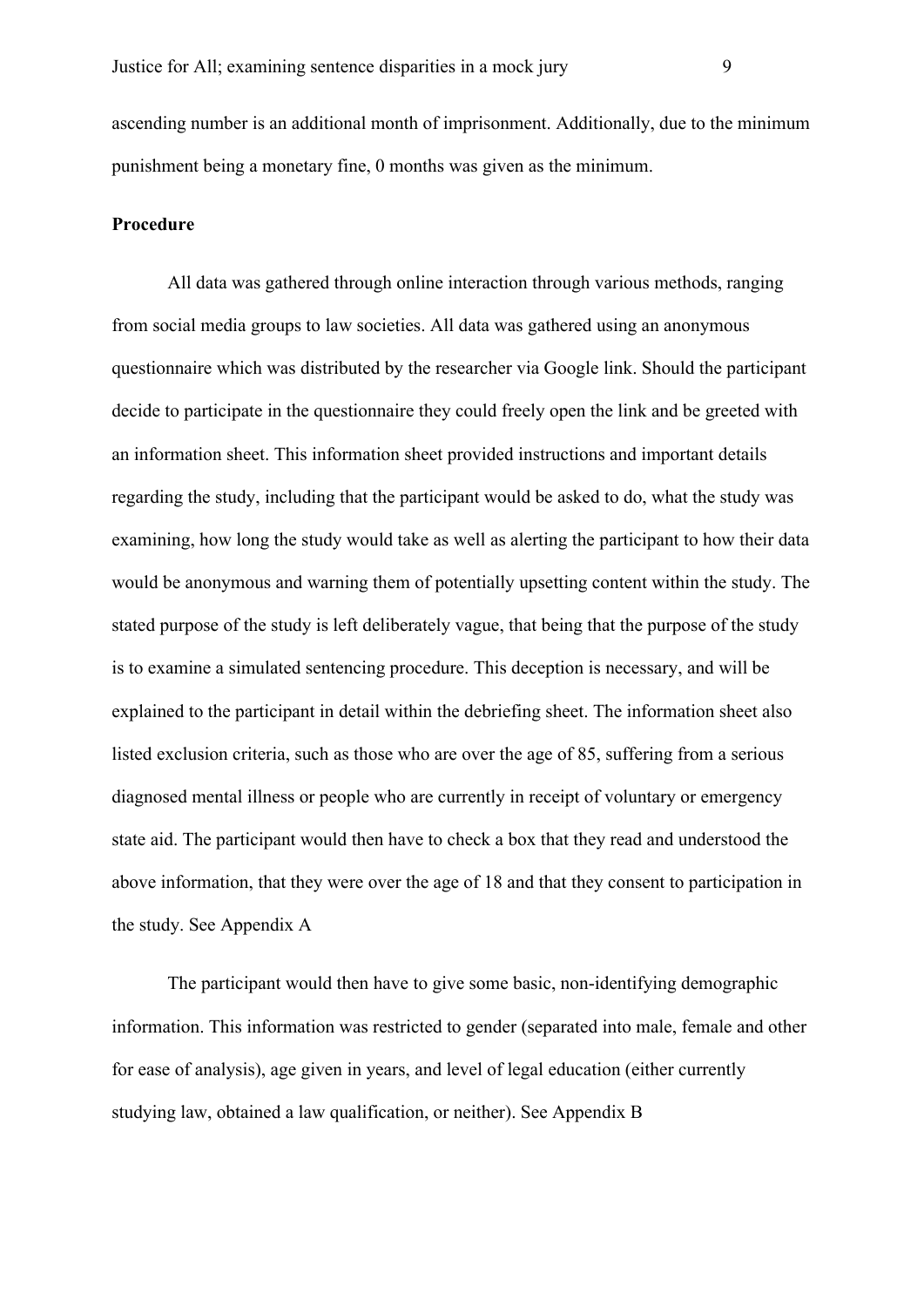ascending number is an additional month of imprisonment. Additionally, due to the minimum punishment being a monetary fine, 0 months was given as the minimum.

**Procedure**

All data was gathered through online interaction through various methods, ranging from social media groups to law societies. All data was gathered using an anonymous questionnaire which was distributed by the researcher via Google link. Should the participant decide to participate in the questionnaire they could freely open the link and be greeted with an information sheet. This information sheet provided instructions and important details regarding the study, including that the participant would be asked to do, what the study was examining, how long the study would take as well as alerting the participant to how their data would be anonymous and warning them of potentially upsetting content within the study. The stated purpose of the study is left deliberately vague, that being that the purpose of the study is to examine a simulated sentencing procedure. This deception is necessary, and will be explained to the participant in detail within the debriefing sheet. The information sheet also listed exclusion criteria, such as those who are over the age of 85, suffering from a serious diagnosed mental illness or people who are currently in receipt of voluntary or emergency state aid. The participant would then have to check a box that they read and understood the above information, that they were over the age of 18 and that they consent to participation in the study. See Appendix A

The participant would then have to give some basic, non-identifying demographic information. This information was restricted to gender (separated into male, female and other for ease of analysis), age given in years, and level of legal education (either currently studying law, obtained a law qualification, or neither). See Appendix B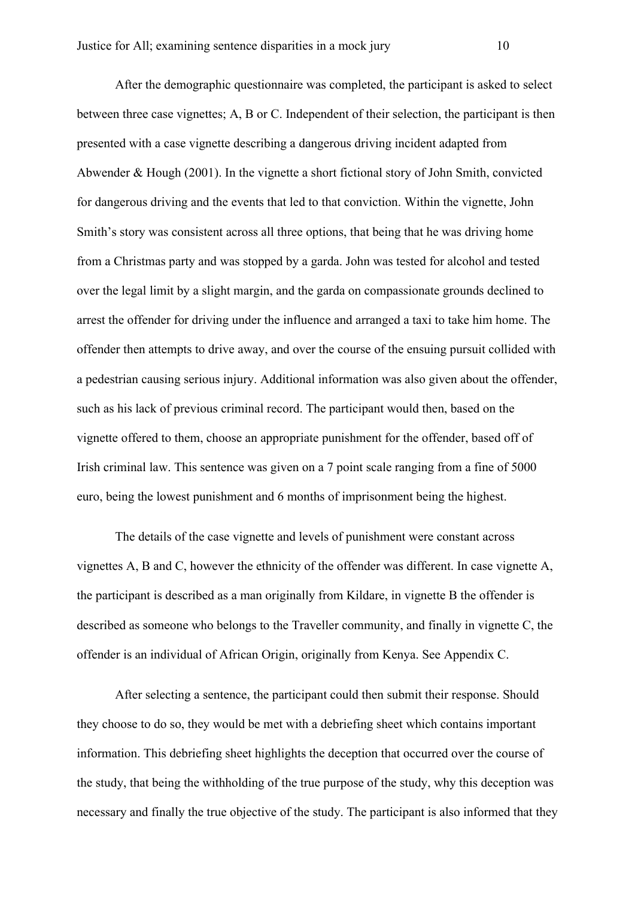After the demographic questionnaire was completed, the participant is asked to select between three case vignettes; A, B or C. Independent of their selection, the participant is then presented with a case vignette describing a dangerous driving incident adapted from Abwender & Hough (2001). In the vignette a short fictional story of John Smith, convicted for dangerous driving and the events that led to that conviction. Within the vignette, John Smith's story was consistent across all three options, that being that he was driving home from a Christmas party and was stopped by a garda. John was tested for alcohol and tested over the legal limit by a slight margin, and the garda on compassionate grounds declined to arrest the offender for driving under the influence and arranged a taxi to take him home. The offender then attempts to drive away, and over the course of the ensuing pursuit collided with a pedestrian causing serious injury. Additional information was also given about the offender, such as his lack of previous criminal record. The participant would then, based on the vignette offered to them, choose an appropriate punishment for the offender, based off of Irish criminal law. This sentence was given on a 7 point scale ranging from a fine of 5000 euro, being the lowest punishment and 6 months of imprisonment being the highest.

The details of the case vignette and levels of punishment were constant across vignettes A, B and C, however the ethnicity of the offender was different. In case vignette A, the participant is described as a man originally from Kildare, in vignette B the offender is described as someone who belongs to the Traveller community, and finally in vignette C, the offender is an individual of African Origin, originally from Kenya. See Appendix C.

After selecting a sentence, the participant could then submit their response. Should they choose to do so, they would be met with a debriefing sheet which contains important information. This debriefing sheet highlights the deception that occurred over the course of the study, that being the withholding of the true purpose of the study, why this deception was necessary and finally the true objective of the study. The participant is also informed that they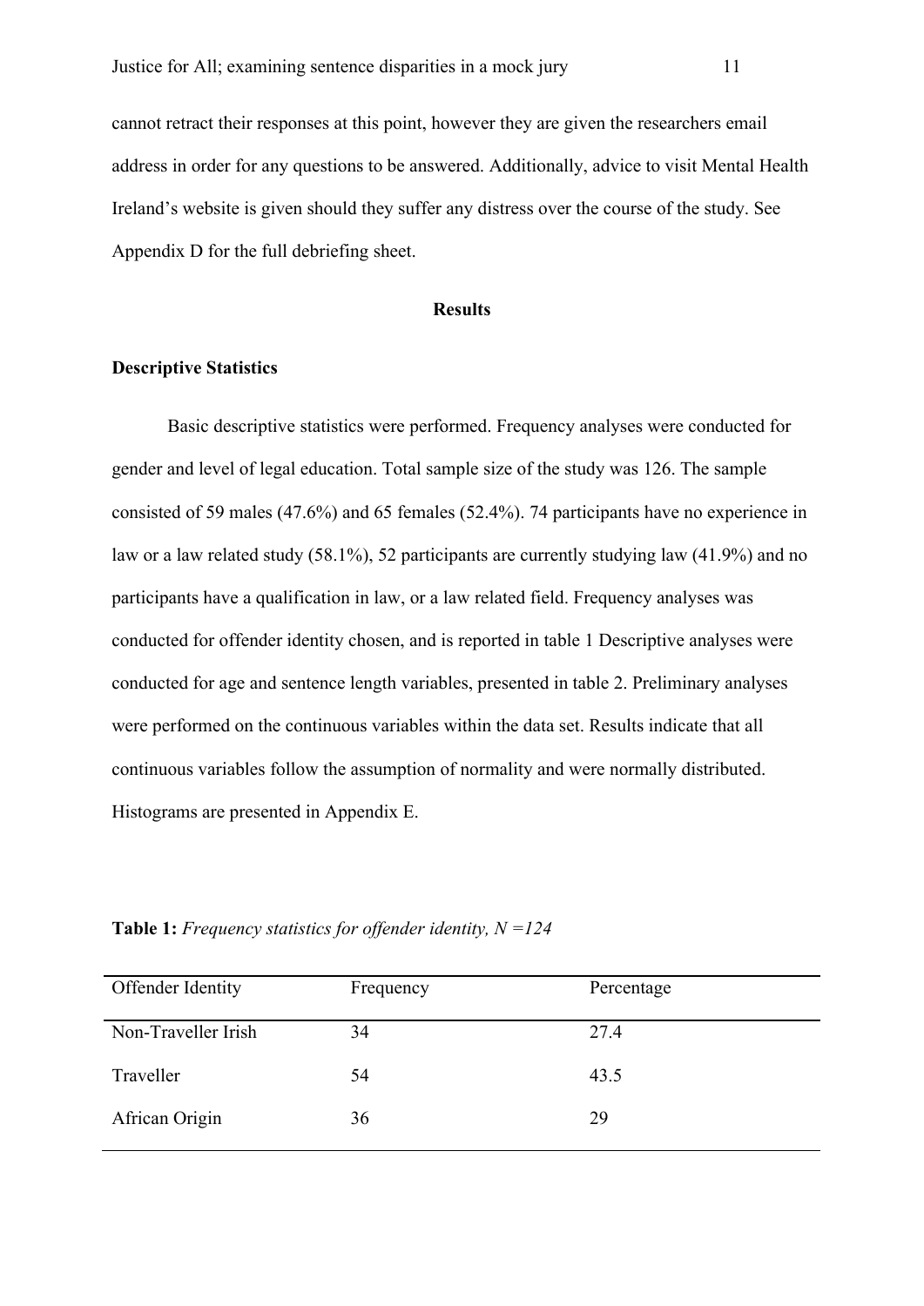cannot retract their responses at this point, however they are given the researchers email address in order for any questions to be answered. Additionally, advice to visit Mental Health Ireland's website is given should they suffer any distress over the course of the study. See Appendix D for the full debriefing sheet.

## Results

### Descriptive Statistics

Basic descriptive statistics were performed. Frequency analyses were conducted for gender and level of legal education. Total sample size of the study was 126. The sample consisted of 59 males (47.6%) and 65 females (52.4%). 74 participants have no experience in law or a law related study (58.1%), 52 participants are currently studying law (41.9%) and no participants have a qualification in law, or a law related field. Frequency analyses was conducted for offender identity chosen, and is reported in table 1 Descriptive analyses were conducted for age and sentence length variables, presented in table 2. Preliminary analyses were performed on the continuous variables within the data set. Results indicate that all continuous variables follow the assumption of normality and were normally distributed. Histograms are presented in Appendix E.

**Table 1:** *Frequency statistics for offender identity, N =124*

| Offender Identity | Frequency | Percentage |
|---|---|---|
| Non-Traveller Irish | 34 | 27.4 |
| Traveller | 54 | 43.5 |
| African Origin | 36 | 29 |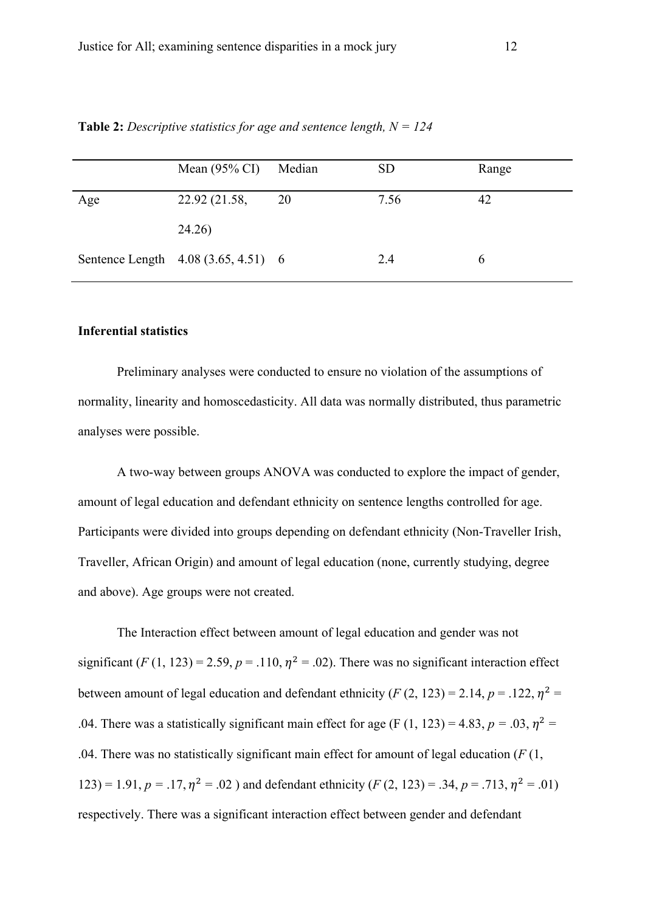**Table 2:** *Descriptive statistics for age and sentence length, N = 124*

| | Mean (95% CI) | Median | SD | Range |
|---|---|---|---|---|
| Age | 22.92 (21.58, 24.26) | 20 | 7.56 | 42 |
| Sentence Length | 4.08 (3.65, 4.51) | 6 | 2.4 | 6 |

**Inferential statistics**

Preliminary analyses were conducted to ensure no violation of the assumptions of normality, linearity and homoscedasticity. All data was normally distributed, thus parametric analyses were possible.

A two-way between groups ANOVA was conducted to explore the impact of gender, amount of legal education and defendant ethnicity on sentence lengths controlled for age. Participants were divided into groups depending on defendant ethnicity (Non-Traveller Irish, Traveller, African Origin) and amount of legal education (none, currently studying, degree and above). Age groups were not created.

The Interaction effect between amount of legal education and gender was not significant ($F$ (1, 123) = 2.59, $p$ = .110, $\eta^2$ = .02). There was no significant interaction effect between amount of legal education and defendant ethnicity ($F$ (2, 123) = 2.14, $p$ = .122, $\eta^2$ = .04. There was a statistically significant main effect for age (F (1, 123) = 4.83, $p$ = .03, $\eta^2$ = .04. There was no statistically significant main effect for amount of legal education ($F$ (1, 123) = 1.91, $p$ = .17, $\eta^2$ = .02 ) and defendant ethnicity ($F$ (2, 123) = .34, $p$ = .713, $\eta^2$ = .01) respectively. There was a significant interaction effect between gender and defendant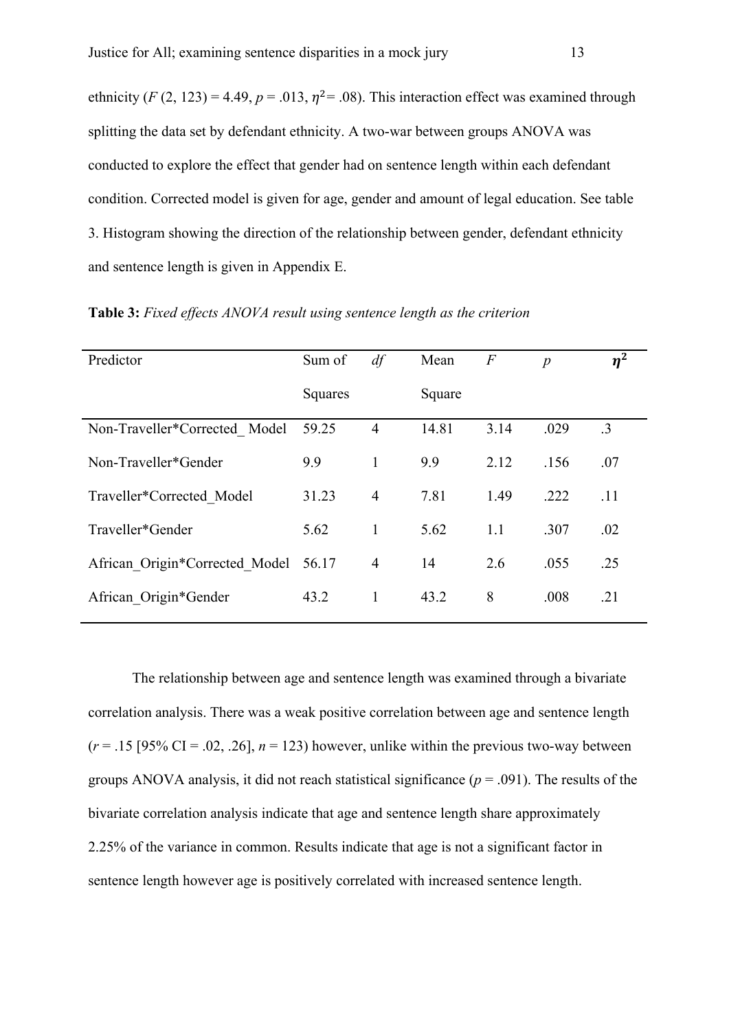ethnicity ($F$ (2, 123) = 4.49, $p$ = .013, $\eta^2$ = .08). This interaction effect was examined through splitting the data set by defendant ethnicity. A two-war between groups ANOVA was conducted to explore the effect that gender had on sentence length within each defendant condition. Corrected model is given for age, gender and amount of legal education. See table 3. Histogram showing the direction of the relationship between gender, defendant ethnicity and sentence length is given in Appendix E.

**Table 3:** *Fixed effects ANOVA result using sentence length as the criterion*

| Predictor | Sum of Squares | *df* | Mean Square | *F* | *p* | $\eta^2$ |
|---|---|---|---|---|---|---|
| Non-Traveller*Corrected_ Model | 59.25 | 4 | 14.81 | 3.14 | .029 | .3 |
| Non-Traveller*Gender | 9.9 | 1 | 9.9 | 2.12 | .156 | .07 |
| Traveller*Corrected_Model | 31.23 | 4 | 7.81 | 1.49 | .222 | .11 |
| Traveller*Gender | 5.62 | 1 | 5.62 | 1.1 | .307 | .02 |
| African_Origin*Corrected_Model | 56.17 | 4 | 14 | 2.6 | .055 | .25 |
| African_Origin*Gender | 43.2 | 1 | 43.2 | 8 | .008 | .21 |

The relationship between age and sentence length was examined through a bivariate correlation analysis. There was a weak positive correlation between age and sentence length ($r$ = .15 [95% CI = .02, .26], $n$ = 123) however, unlike within the previous two-way between groups ANOVA analysis, it did not reach statistical significance ($p$ = .091). The results of the bivariate correlation analysis indicate that age and sentence length share approximately 2.25% of the variance in common. Results indicate that age is not a significant factor in sentence length however age is positively correlated with increased sentence length.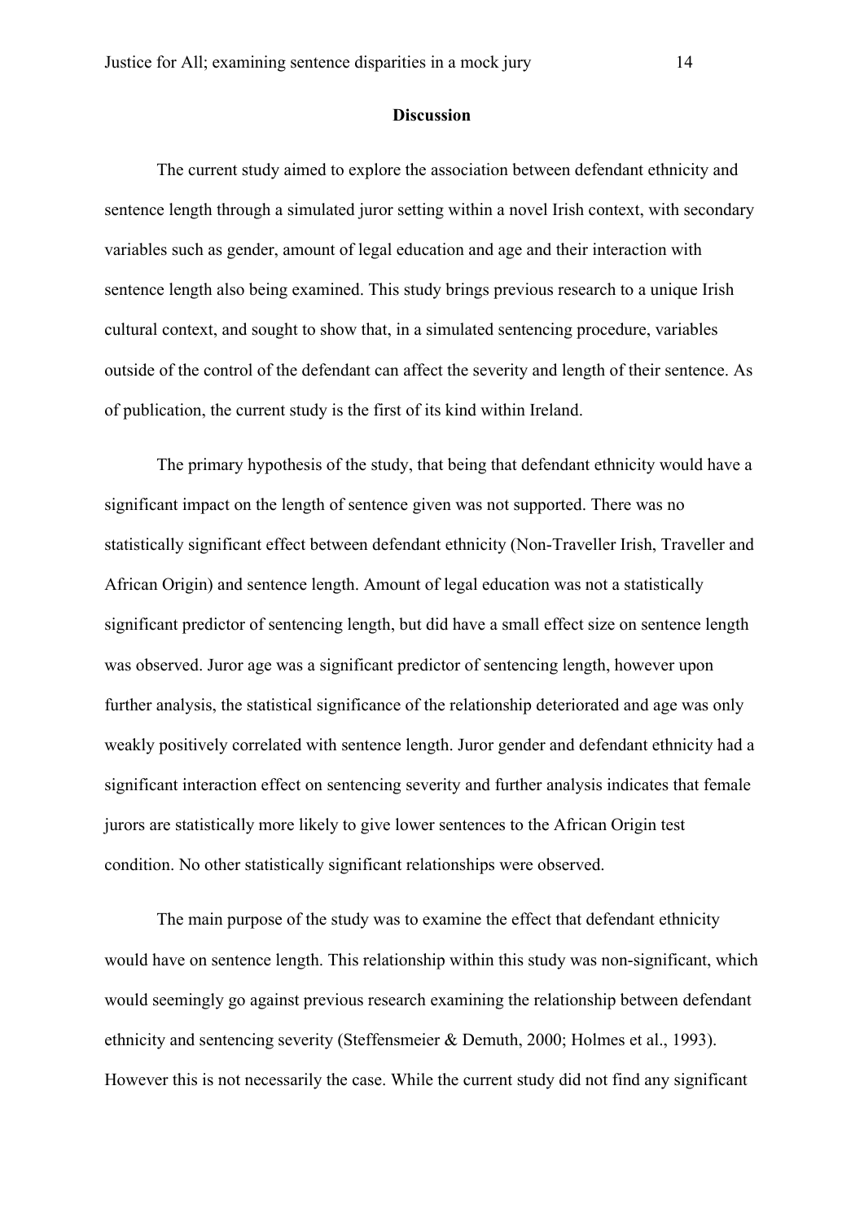**Discussion**

The current study aimed to explore the association between defendant ethnicity and sentence length through a simulated juror setting within a novel Irish context, with secondary variables such as gender, amount of legal education and age and their interaction with sentence length also being examined. This study brings previous research to a unique Irish cultural context, and sought to show that, in a simulated sentencing procedure, variables outside of the control of the defendant can affect the severity and length of their sentence. As of publication, the current study is the first of its kind within Ireland.

The primary hypothesis of the study, that being that defendant ethnicity would have a significant impact on the length of sentence given was not supported. There was no statistically significant effect between defendant ethnicity (Non-Traveller Irish, Traveller and African Origin) and sentence length. Amount of legal education was not a statistically significant predictor of sentencing length, but did have a small effect size on sentence length was observed. Juror age was a significant predictor of sentencing length, however upon further analysis, the statistical significance of the relationship deteriorated and age was only weakly positively correlated with sentence length. Juror gender and defendant ethnicity had a significant interaction effect on sentencing severity and further analysis indicates that female jurors are statistically more likely to give lower sentences to the African Origin test condition. No other statistically significant relationships were observed.

The main purpose of the study was to examine the effect that defendant ethnicity would have on sentence length. This relationship within this study was non-significant, which would seemingly go against previous research examining the relationship between defendant ethnicity and sentencing severity (Steffensmeier & Demuth, 2000; Holmes et al., 1993). However this is not necessarily the case. While the current study did not find any significant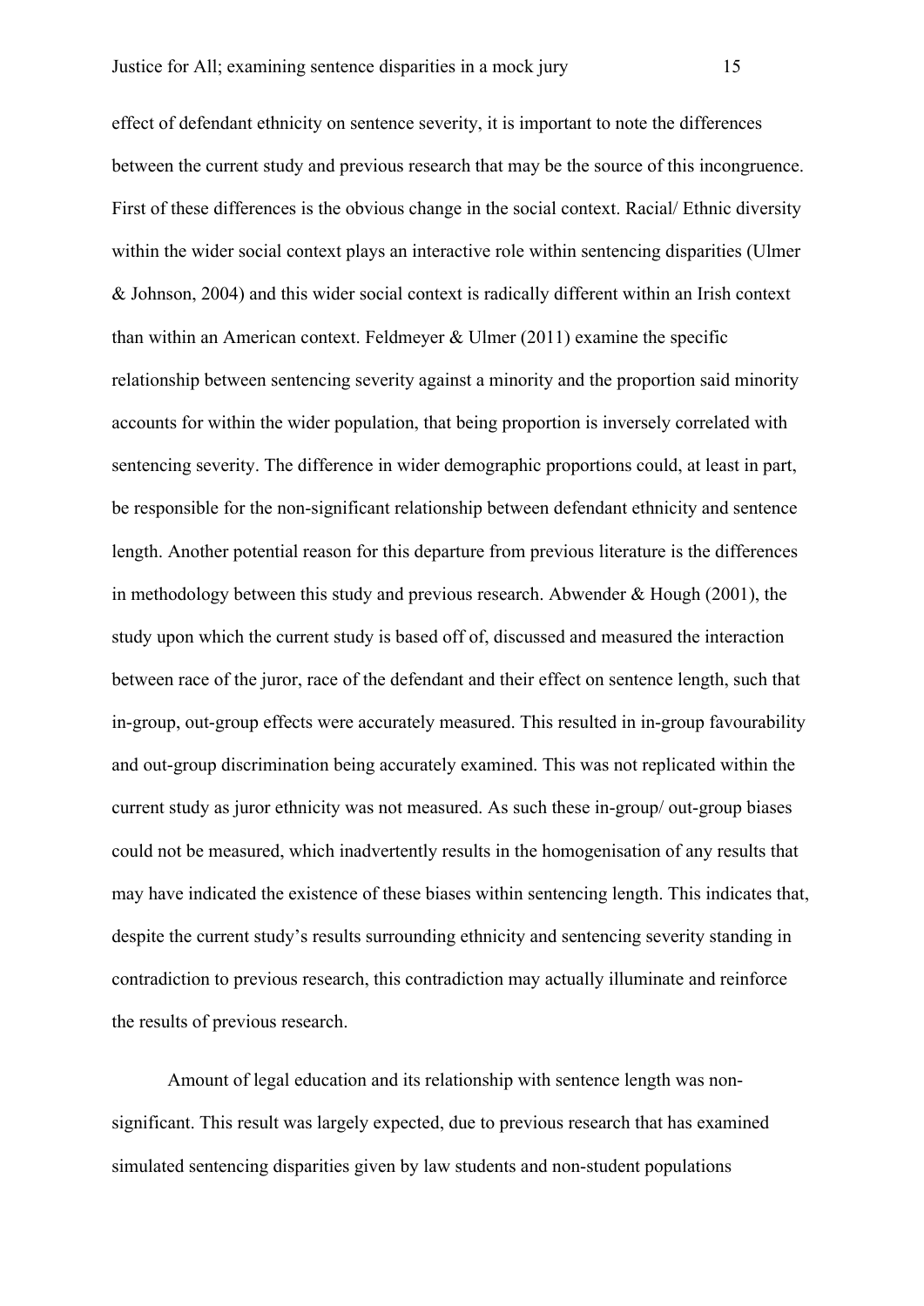effect of defendant ethnicity on sentence severity, it is important to note the differences between the current study and previous research that may be the source of this incongruence. First of these differences is the obvious change in the social context. Racial/ Ethnic diversity within the wider social context plays an interactive role within sentencing disparities (Ulmer & Johnson, 2004) and this wider social context is radically different within an Irish context than within an American context. Feldmeyer & Ulmer (2011) examine the specific relationship between sentencing severity against a minority and the proportion said minority accounts for within the wider population, that being proportion is inversely correlated with sentencing severity. The difference in wider demographic proportions could, at least in part, be responsible for the non-significant relationship between defendant ethnicity and sentence length. Another potential reason for this departure from previous literature is the differences in methodology between this study and previous research. Abwender & Hough (2001), the study upon which the current study is based off of, discussed and measured the interaction between race of the juror, race of the defendant and their effect on sentence length, such that in-group, out-group effects were accurately measured. This resulted in in-group favourability and out-group discrimination being accurately examined. This was not replicated within the current study as juror ethnicity was not measured. As such these in-group/ out-group biases could not be measured, which inadvertently results in the homogenisation of any results that may have indicated the existence of these biases within sentencing length. This indicates that, despite the current study's results surrounding ethnicity and sentencing severity standing in contradiction to previous research, this contradiction may actually illuminate and reinforce the results of previous research.

Amount of legal education and its relationship with sentence length was non-significant. This result was largely expected, due to previous research that has examined simulated sentencing disparities given by law students and non-student populations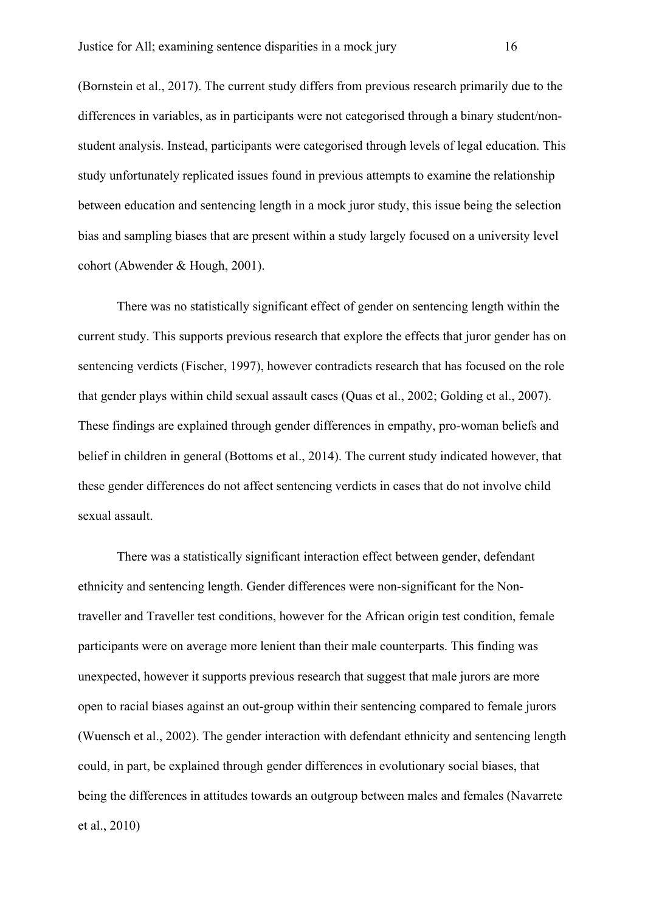(Bornstein et al., 2017). The current study differs from previous research primarily due to the differences in variables, as in participants were not categorised through a binary student/non-student analysis. Instead, participants were categorised through levels of legal education. This study unfortunately replicated issues found in previous attempts to examine the relationship between education and sentencing length in a mock juror study, this issue being the selection bias and sampling biases that are present within a study largely focused on a university level cohort (Abwender & Hough, 2001).

There was no statistically significant effect of gender on sentencing length within the current study. This supports previous research that explore the effects that juror gender has on sentencing verdicts (Fischer, 1997), however contradicts research that has focused on the role that gender plays within child sexual assault cases (Quas et al., 2002; Golding et al., 2007). These findings are explained through gender differences in empathy, pro-woman beliefs and belief in children in general (Bottoms et al., 2014). The current study indicated however, that these gender differences do not affect sentencing verdicts in cases that do not involve child sexual assault.

There was a statistically significant interaction effect between gender, defendant ethnicity and sentencing length. Gender differences were non-significant for the Non-traveller and Traveller test conditions, however for the African origin test condition, female participants were on average more lenient than their male counterparts. This finding was unexpected, however it supports previous research that suggest that male jurors are more open to racial biases against an out-group within their sentencing compared to female jurors (Wuensch et al., 2002). The gender interaction with defendant ethnicity and sentencing length could, in part, be explained through gender differences in evolutionary social biases, that being the differences in attitudes towards an outgroup between males and females (Navarrete et al., 2010)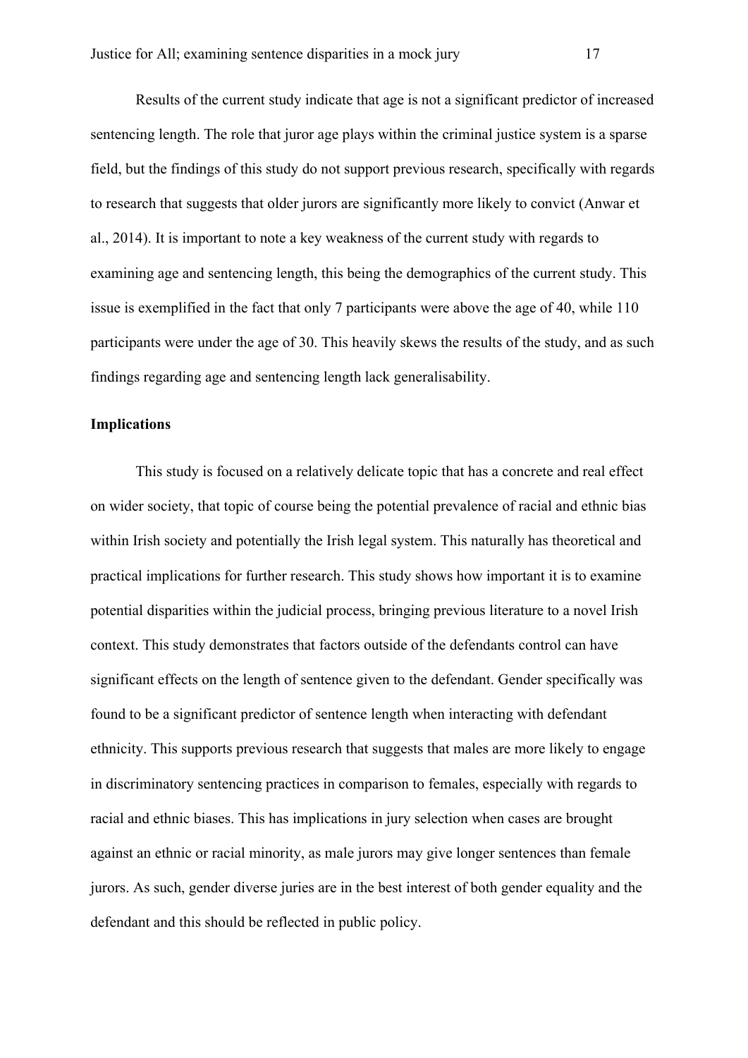Results of the current study indicate that age is not a significant predictor of increased sentencing length. The role that juror age plays within the criminal justice system is a sparse field, but the findings of this study do not support previous research, specifically with regards to research that suggests that older jurors are significantly more likely to convict (Anwar et al., 2014). It is important to note a key weakness of the current study with regards to examining age and sentencing length, this being the demographics of the current study. This issue is exemplified in the fact that only 7 participants were above the age of 40, while 110 participants were under the age of 30. This heavily skews the results of the study, and as such findings regarding age and sentencing length lack generalisability.

**Implications**

This study is focused on a relatively delicate topic that has a concrete and real effect on wider society, that topic of course being the potential prevalence of racial and ethnic bias within Irish society and potentially the Irish legal system. This naturally has theoretical and practical implications for further research. This study shows how important it is to examine potential disparities within the judicial process, bringing previous literature to a novel Irish context. This study demonstrates that factors outside of the defendants control can have significant effects on the length of sentence given to the defendant. Gender specifically was found to be a significant predictor of sentence length when interacting with defendant ethnicity. This supports previous research that suggests that males are more likely to engage in discriminatory sentencing practices in comparison to females, especially with regards to racial and ethnic biases. This has implications in jury selection when cases are brought against an ethnic or racial minority, as male jurors may give longer sentences than female jurors. As such, gender diverse juries are in the best interest of both gender equality and the defendant and this should be reflected in public policy.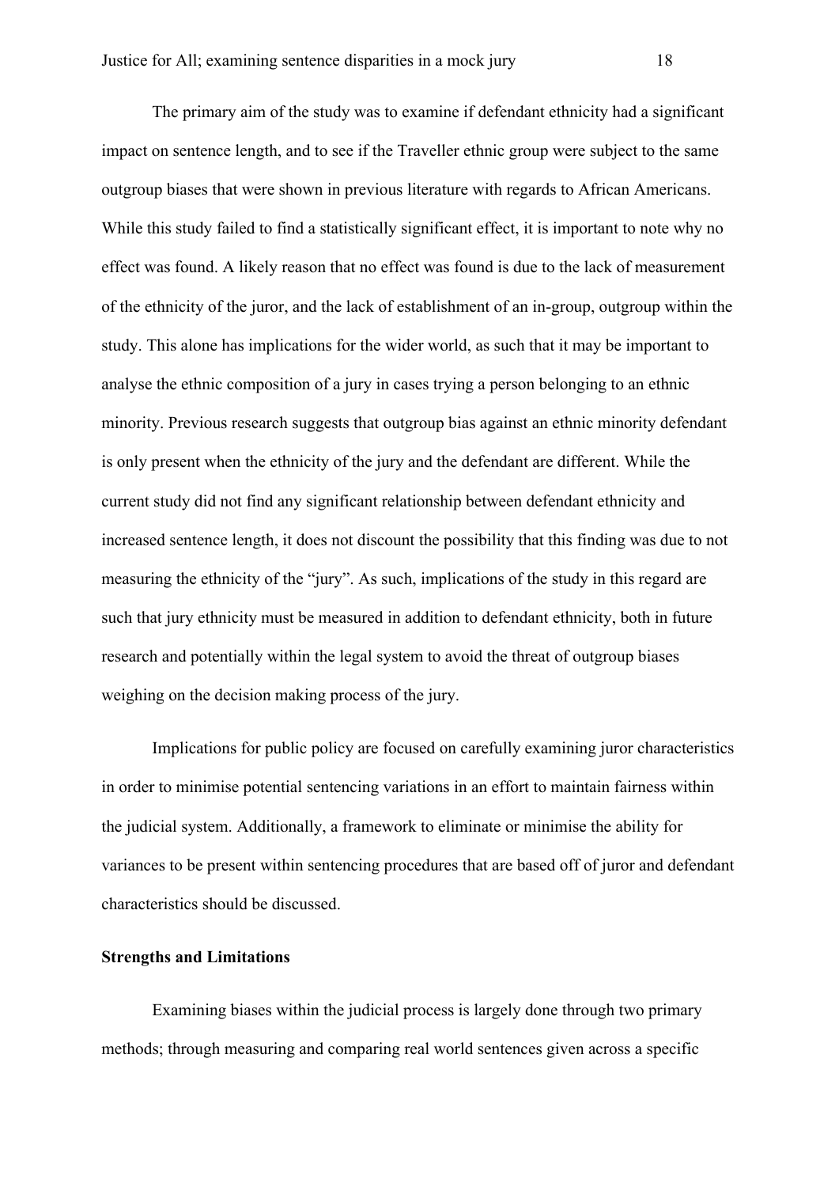The primary aim of the study was to examine if defendant ethnicity had a significant impact on sentence length, and to see if the Traveller ethnic group were subject to the same outgroup biases that were shown in previous literature with regards to African Americans. While this study failed to find a statistically significant effect, it is important to note why no effect was found. A likely reason that no effect was found is due to the lack of measurement of the ethnicity of the juror, and the lack of establishment of an in-group, outgroup within the study. This alone has implications for the wider world, as such that it may be important to analyse the ethnic composition of a jury in cases trying a person belonging to an ethnic minority. Previous research suggests that outgroup bias against an ethnic minority defendant is only present when the ethnicity of the jury and the defendant are different. While the current study did not find any significant relationship between defendant ethnicity and increased sentence length, it does not discount the possibility that this finding was due to not measuring the ethnicity of the "jury". As such, implications of the study in this regard are such that jury ethnicity must be measured in addition to defendant ethnicity, both in future research and potentially within the legal system to avoid the threat of outgroup biases weighing on the decision making process of the jury.

Implications for public policy are focused on carefully examining juror characteristics in order to minimise potential sentencing variations in an effort to maintain fairness within the judicial system. Additionally, a framework to eliminate or minimise the ability for variances to be present within sentencing procedures that are based off of juror and defendant characteristics should be discussed.

**Strengths and Limitations**

Examining biases within the judicial process is largely done through two primary methods; through measuring and comparing real world sentences given across a specific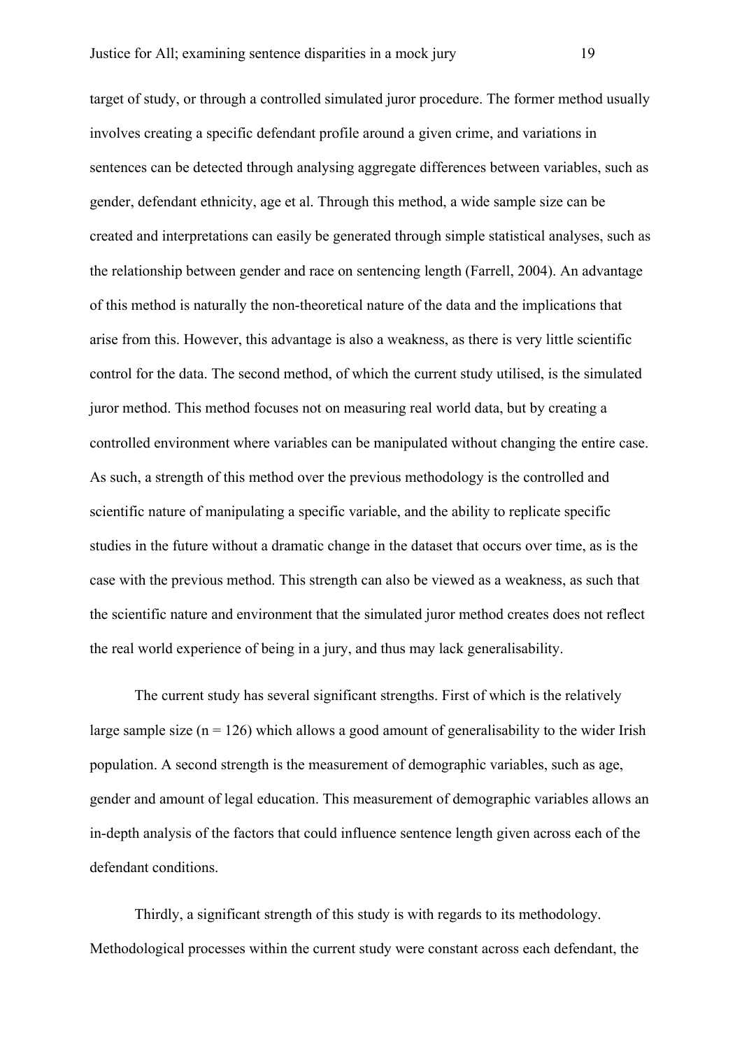target of study, or through a controlled simulated juror procedure. The former method usually involves creating a specific defendant profile around a given crime, and variations in sentences can be detected through analysing aggregate differences between variables, such as gender, defendant ethnicity, age et al. Through this method, a wide sample size can be created and interpretations can easily be generated through simple statistical analyses, such as the relationship between gender and race on sentencing length (Farrell, 2004). An advantage of this method is naturally the non-theoretical nature of the data and the implications that arise from this. However, this advantage is also a weakness, as there is very little scientific control for the data. The second method, of which the current study utilised, is the simulated juror method. This method focuses not on measuring real world data, but by creating a controlled environment where variables can be manipulated without changing the entire case. As such, a strength of this method over the previous methodology is the controlled and scientific nature of manipulating a specific variable, and the ability to replicate specific studies in the future without a dramatic change in the dataset that occurs over time, as is the case with the previous method. This strength can also be viewed as a weakness, as such that the scientific nature and environment that the simulated juror method creates does not reflect the real world experience of being in a jury, and thus may lack generalisability.

The current study has several significant strengths. First of which is the relatively large sample size ($n = 126$) which allows a good amount of generalisability to the wider Irish population. A second strength is the measurement of demographic variables, such as age, gender and amount of legal education. This measurement of demographic variables allows an in-depth analysis of the factors that could influence sentence length given across each of the defendant conditions.

Thirdly, a significant strength of this study is with regards to its methodology. Methodological processes within the current study were constant across each defendant, the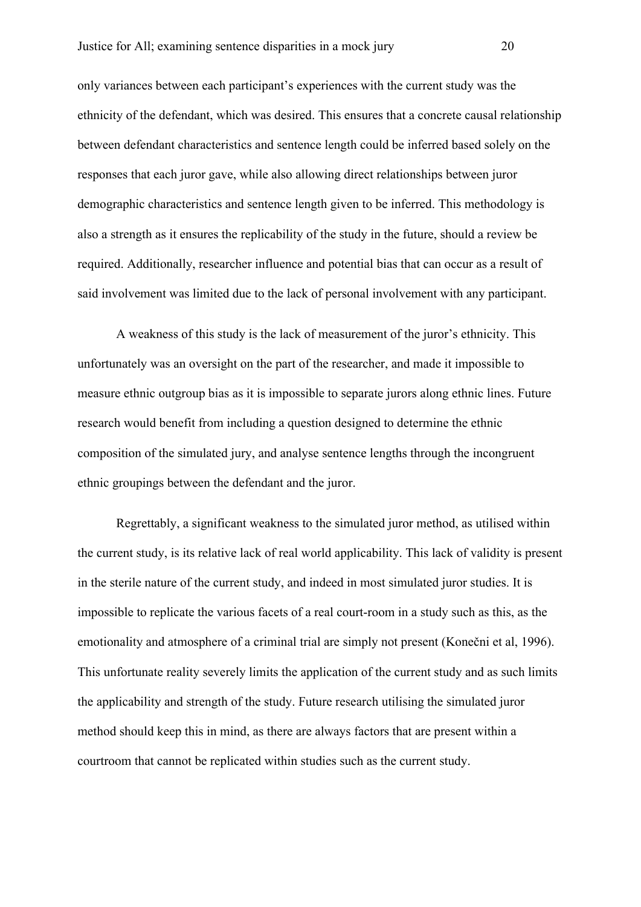only variances between each participant's experiences with the current study was the ethnicity of the defendant, which was desired. This ensures that a concrete causal relationship between defendant characteristics and sentence length could be inferred based solely on the responses that each juror gave, while also allowing direct relationships between juror demographic characteristics and sentence length given to be inferred. This methodology is also a strength as it ensures the replicability of the study in the future, should a review be required. Additionally, researcher influence and potential bias that can occur as a result of said involvement was limited due to the lack of personal involvement with any participant.

A weakness of this study is the lack of measurement of the juror's ethnicity. This unfortunately was an oversight on the part of the researcher, and made it impossible to measure ethnic outgroup bias as it is impossible to separate jurors along ethnic lines. Future research would benefit from including a question designed to determine the ethnic composition of the simulated jury, and analyse sentence lengths through the incongruent ethnic groupings between the defendant and the juror.

Regrettably, a significant weakness to the simulated juror method, as utilised within the current study, is its relative lack of real world applicability. This lack of validity is present in the sterile nature of the current study, and indeed in most simulated juror studies. It is impossible to replicate the various facets of a real court-room in a study such as this, as the emotionality and atmosphere of a criminal trial are simply not present (Konečni et al, 1996). This unfortunate reality severely limits the application of the current study and as such limits the applicability and strength of the study. Future research utilising the simulated juror method should keep this in mind, as there are always factors that are present within a courtroom that cannot be replicated within studies such as the current study.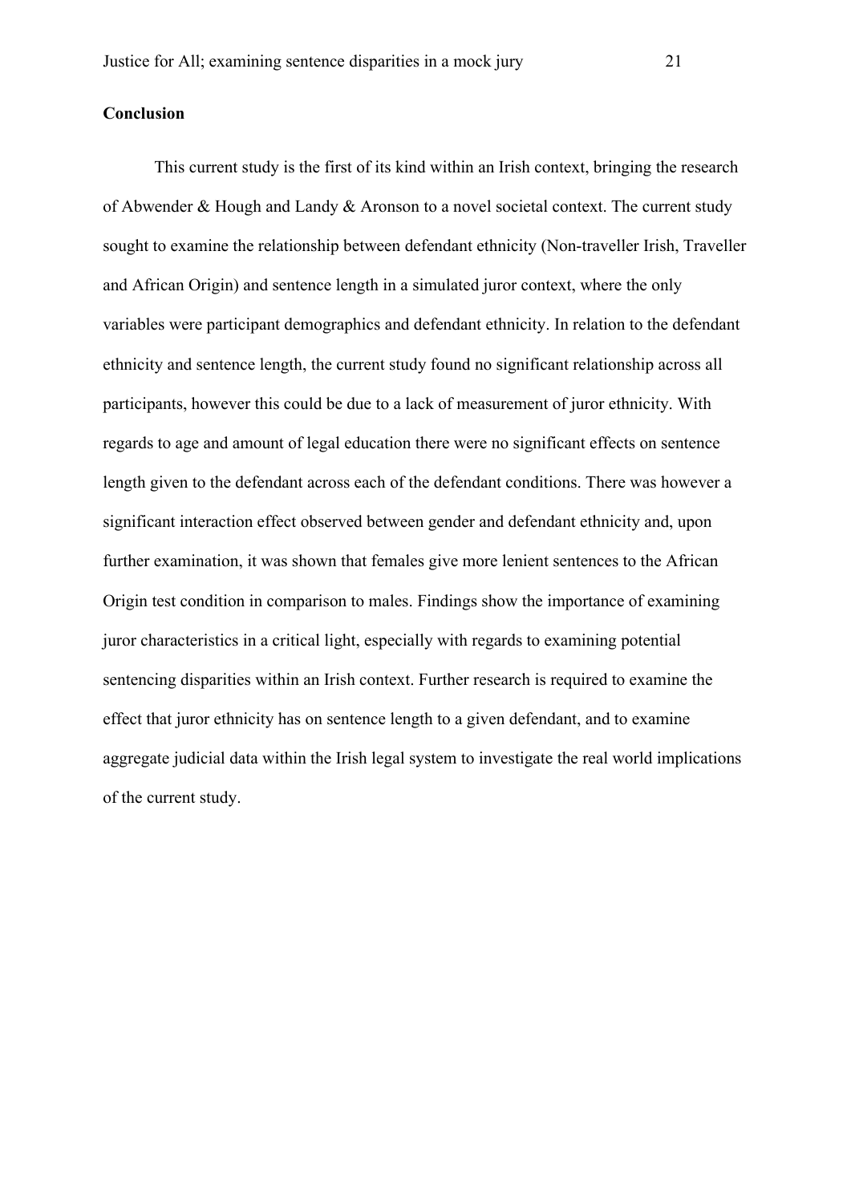**Conclusion**

This current study is the first of its kind within an Irish context, bringing the research of Abwender & Hough and Landy & Aronson to a novel societal context. The current study sought to examine the relationship between defendant ethnicity (Non-traveller Irish, Traveller and African Origin) and sentence length in a simulated juror context, where the only variables were participant demographics and defendant ethnicity. In relation to the defendant ethnicity and sentence length, the current study found no significant relationship across all participants, however this could be due to a lack of measurement of juror ethnicity. With regards to age and amount of legal education there were no significant effects on sentence length given to the defendant across each of the defendant conditions. There was however a significant interaction effect observed between gender and defendant ethnicity and, upon further examination, it was shown that females give more lenient sentences to the African Origin test condition in comparison to males. Findings show the importance of examining juror characteristics in a critical light, especially with regards to examining potential sentencing disparities within an Irish context. Further research is required to examine the effect that juror ethnicity has on sentence length to a given defendant, and to examine aggregate judicial data within the Irish legal system to investigate the real world implications of the current study.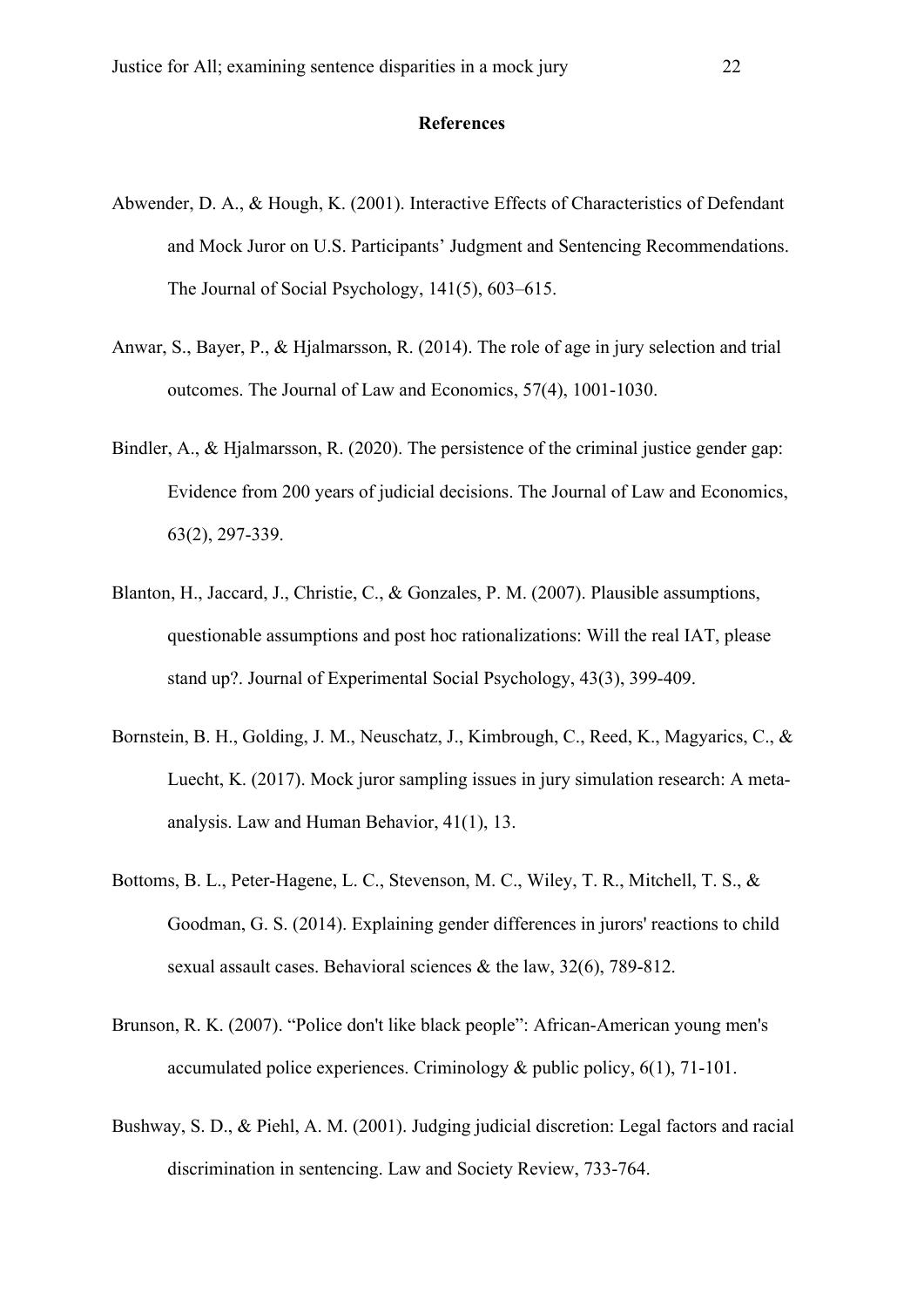**References**

Abwender, D. A., & Hough, K. (2001). Interactive Effects of Characteristics of Defendant and Mock Juror on U.S. Participants' Judgment and Sentencing Recommendations. The Journal of Social Psychology, 141(5), 603–615.

Anwar, S., Bayer, P., & Hjalmarsson, R. (2014). The role of age in jury selection and trial outcomes. The Journal of Law and Economics, 57(4), 1001-1030.

Bindler, A., & Hjalmarsson, R. (2020). The persistence of the criminal justice gender gap: Evidence from 200 years of judicial decisions. The Journal of Law and Economics, 63(2), 297-339.

Blanton, H., Jaccard, J., Christie, C., & Gonzales, P. M. (2007). Plausible assumptions, questionable assumptions and post hoc rationalizations: Will the real IAT, please stand up?. Journal of Experimental Social Psychology, 43(3), 399-409.

Bornstein, B. H., Golding, J. M., Neuschatz, J., Kimbrough, C., Reed, K., Magyarics, C., & Luecht, K. (2017). Mock juror sampling issues in jury simulation research: A meta-analysis. Law and Human Behavior, 41(1), 13.

Bottoms, B. L., Peter-Hagene, L. C., Stevenson, M. C., Wiley, T. R., Mitchell, T. S., & Goodman, G. S. (2014). Explaining gender differences in jurors' reactions to child sexual assault cases. Behavioral sciences & the law, 32(6), 789-812.

Brunson, R. K. (2007). "Police don't like black people": African-American young men's accumulated police experiences. Criminology & public policy, 6(1), 71-101.

Bushway, S. D., & Piehl, A. M. (2001). Judging judicial discretion: Legal factors and racial discrimination in sentencing. Law and Society Review, 733-764.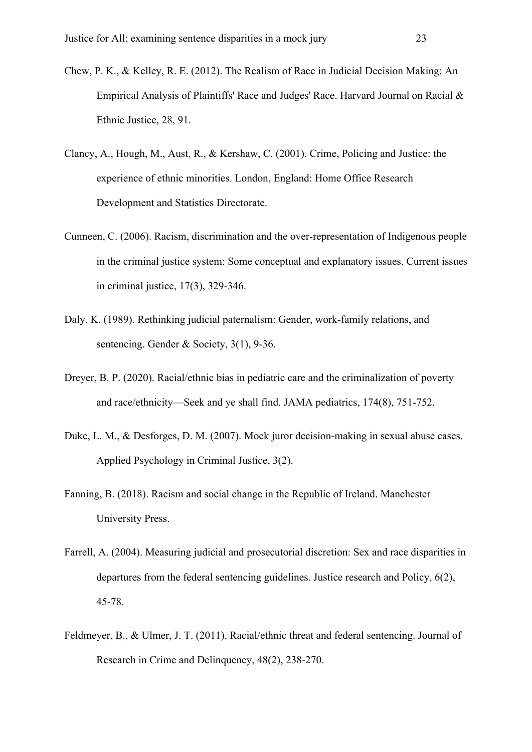Chew, P. K., & Kelley, R. E. (2012). The Realism of Race in Judicial Decision Making: An Empirical Analysis of Plaintiffs' Race and Judges' Race. Harvard Journal on Racial & Ethnic Justice, 28, 91.

Clancy, A., Hough, M., Aust, R., & Kershaw, C. (2001). Crime, Policing and Justice: the experience of ethnic minorities. London, England: Home Office Research Development and Statistics Directorate.

Cunneen, C. (2006). Racism, discrimination and the over-representation of Indigenous people in the criminal justice system: Some conceptual and explanatory issues. Current issues in criminal justice, 17(3), 329-346.

Daly, K. (1989). Rethinking judicial paternalism: Gender, work-family relations, and sentencing. Gender & Society, 3(1), 9-36.

Dreyer, B. P. (2020). Racial/ethnic bias in pediatric care and the criminalization of poverty and race/ethnicity—Seek and ye shall find. JAMA pediatrics, 174(8), 751-752.

Duke, L. M., & Desforges, D. M. (2007). Mock juror decision-making in sexual abuse cases. Applied Psychology in Criminal Justice, 3(2).

Fanning, B. (2018). Racism and social change in the Republic of Ireland. Manchester University Press.

Farrell, A. (2004). Measuring judicial and prosecutorial discretion: Sex and race disparities in departures from the federal sentencing guidelines. Justice research and Policy, 6(2), 45-78.

Feldmeyer, B., & Ulmer, J. T. (2011). Racial/ethnic threat and federal sentencing. Journal of Research in Crime and Delinquency, 48(2), 238-270.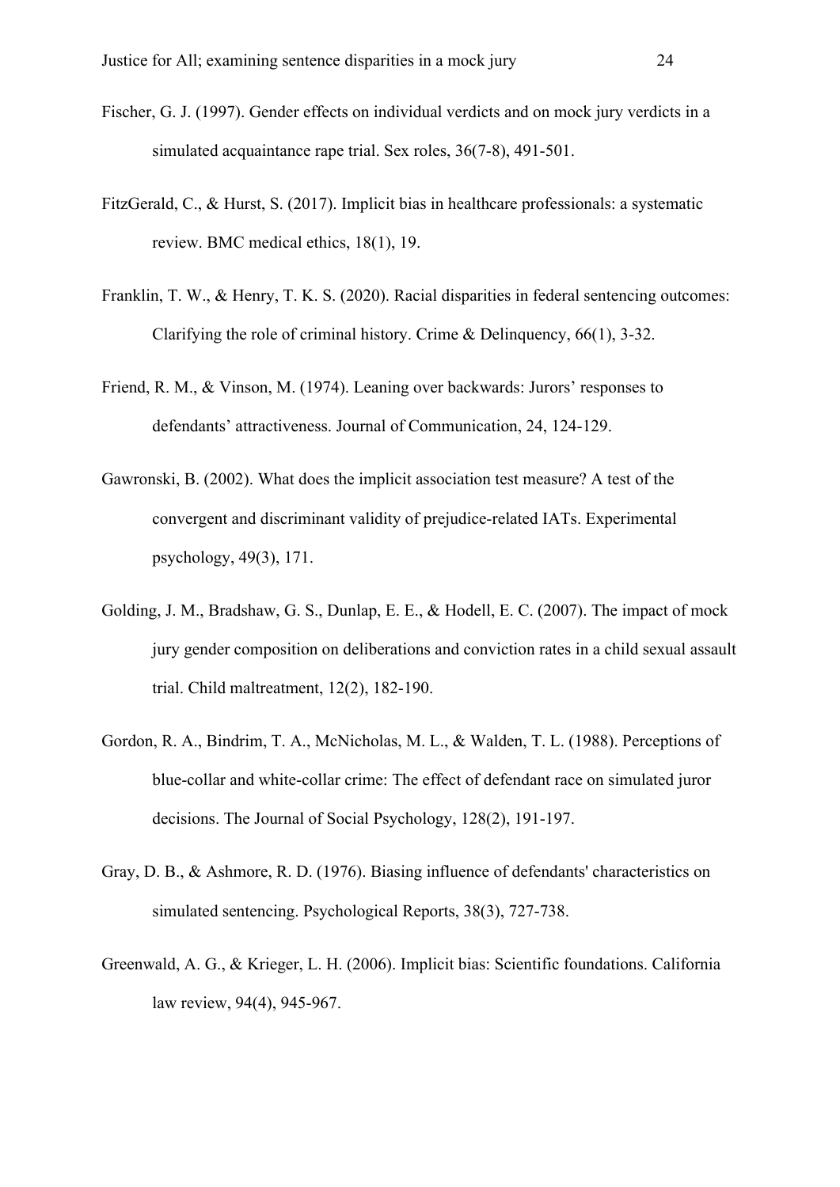Fischer, G. J. (1997). Gender effects on individual verdicts and on mock jury verdicts in a simulated acquaintance rape trial. Sex roles, 36(7-8), 491-501.

FitzGerald, C., & Hurst, S. (2017). Implicit bias in healthcare professionals: a systematic review. BMC medical ethics, 18(1), 19.

Franklin, T. W., & Henry, T. K. S. (2020). Racial disparities in federal sentencing outcomes: Clarifying the role of criminal history. Crime & Delinquency, 66(1), 3-32.

Friend, R. M., & Vinson, M. (1974). Leaning over backwards: Jurors' responses to defendants' attractiveness. Journal of Communication, 24, 124-129.

Gawronski, B. (2002). What does the implicit association test measure? A test of the convergent and discriminant validity of prejudice-related IATs. Experimental psychology, 49(3), 171.

Golding, J. M., Bradshaw, G. S., Dunlap, E. E., & Hodell, E. C. (2007). The impact of mock jury gender composition on deliberations and conviction rates in a child sexual assault trial. Child maltreatment, 12(2), 182-190.

Gordon, R. A., Bindrim, T. A., McNicholas, M. L., & Walden, T. L. (1988). Perceptions of blue-collar and white-collar crime: The effect of defendant race on simulated juror decisions. The Journal of Social Psychology, 128(2), 191-197.

Gray, D. B., & Ashmore, R. D. (1976). Biasing influence of defendants' characteristics on simulated sentencing. Psychological Reports, 38(3), 727-738.

Greenwald, A. G., & Krieger, L. H. (2006). Implicit bias: Scientific foundations. California law review, 94(4), 945-967.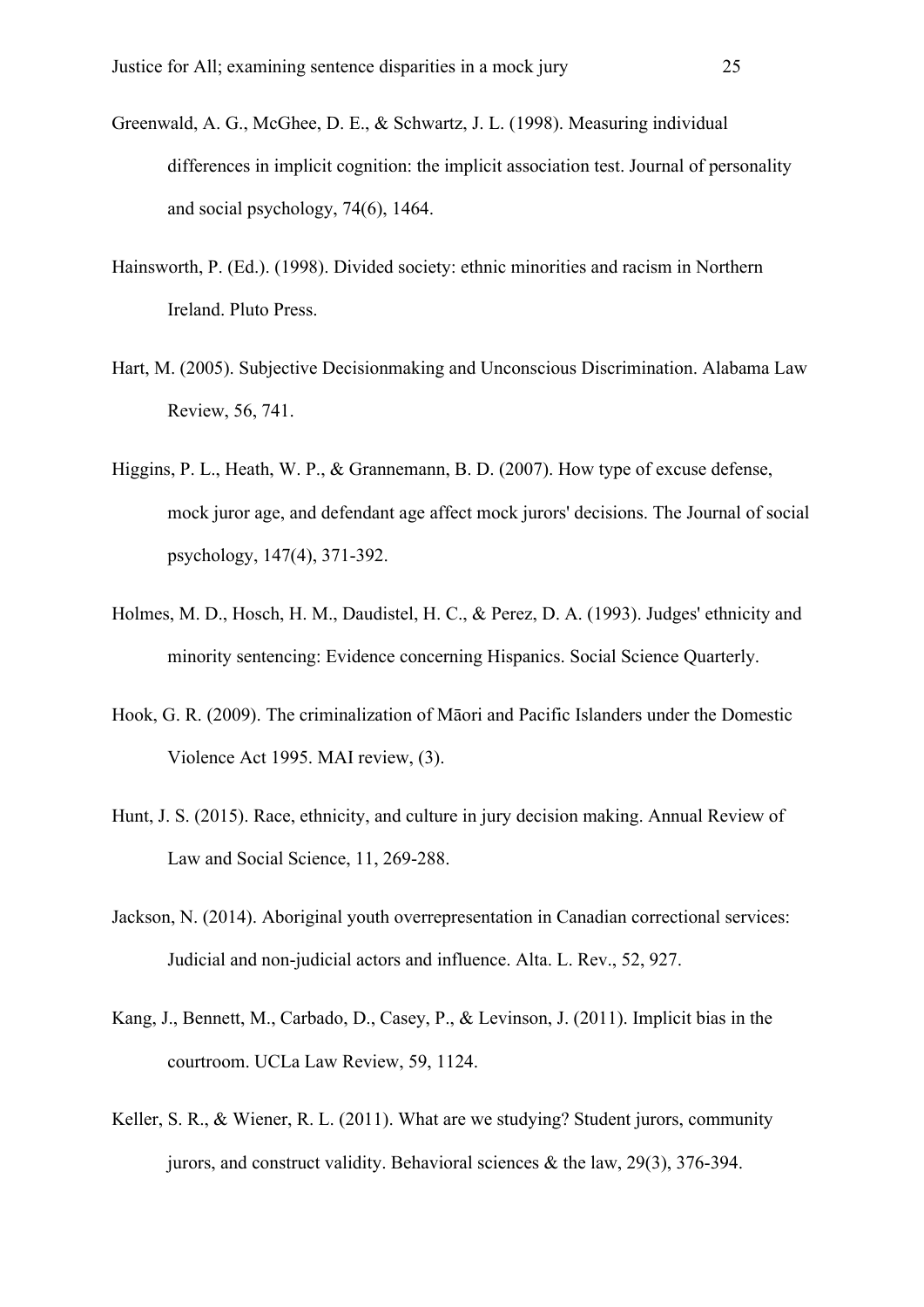Greenwald, A. G., McGhee, D. E., & Schwartz, J. L. (1998). Measuring individual differences in implicit cognition: the implicit association test. Journal of personality and social psychology, 74(6), 1464.

Hainsworth, P. (Ed.). (1998). Divided society: ethnic minorities and racism in Northern Ireland. Pluto Press.

Hart, M. (2005). Subjective Decisionmaking and Unconscious Discrimination. Alabama Law Review, 56, 741.

Higgins, P. L., Heath, W. P., & Grannemann, B. D. (2007). How type of excuse defense, mock juror age, and defendant age affect mock jurors' decisions. The Journal of social psychology, 147(4), 371-392.

Holmes, M. D., Hosch, H. M., Daudistel, H. C., & Perez, D. A. (1993). Judges' ethnicity and minority sentencing: Evidence concerning Hispanics. Social Science Quarterly.

Hook, G. R. (2009). The criminalization of Māori and Pacific Islanders under the Domestic Violence Act 1995. MAI review, (3).

Hunt, J. S. (2015). Race, ethnicity, and culture in jury decision making. Annual Review of Law and Social Science, 11, 269-288.

Jackson, N. (2014). Aboriginal youth overrepresentation in Canadian correctional services: Judicial and non-judicial actors and influence. Alta. L. Rev., 52, 927.

Kang, J., Bennett, M., Carbado, D., Casey, P., & Levinson, J. (2011). Implicit bias in the courtroom. UCLa Law Review, 59, 1124.

Keller, S. R., & Wiener, R. L. (2011). What are we studying? Student jurors, community jurors, and construct validity. Behavioral sciences & the law, 29(3), 376-394.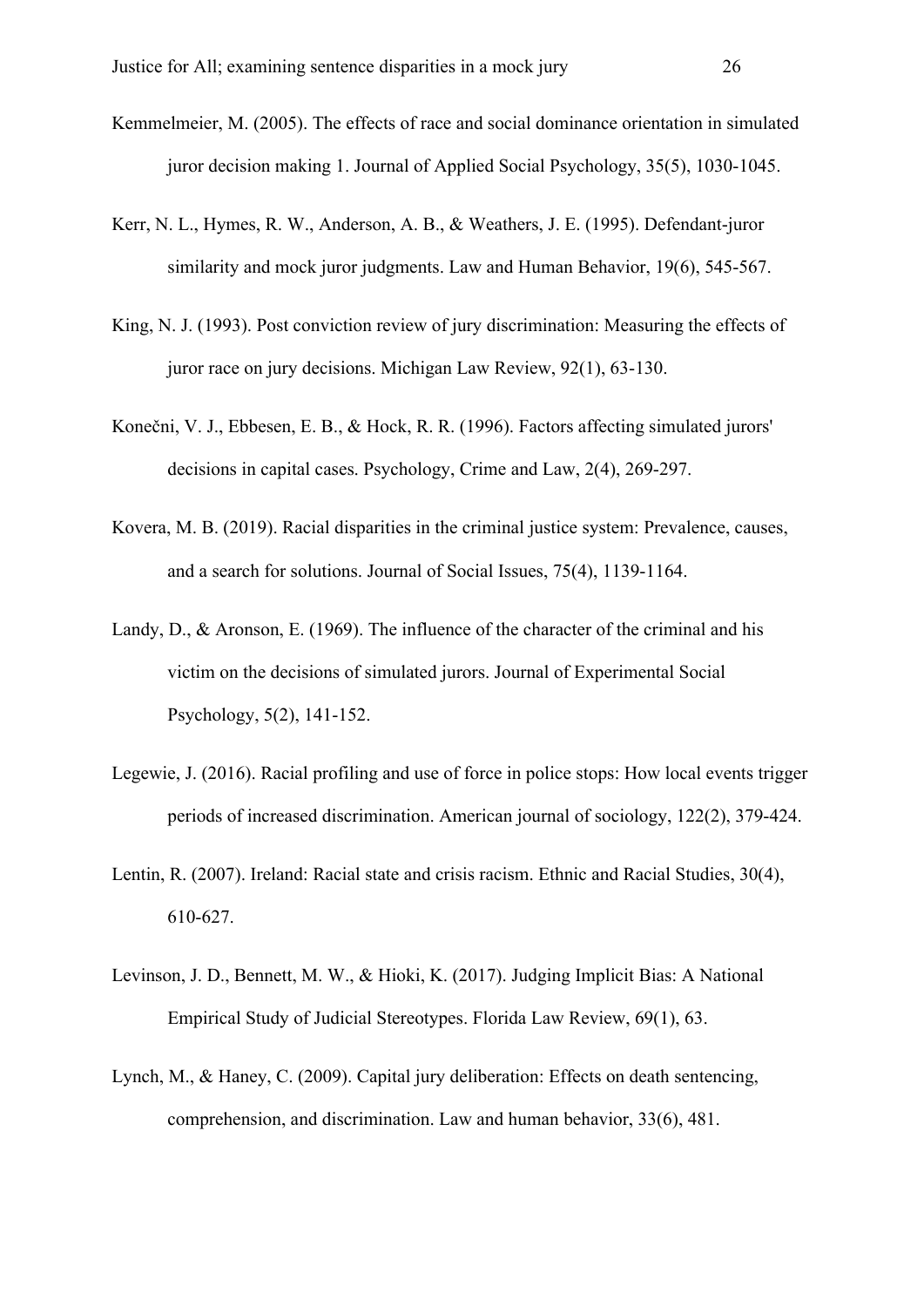Kemmelmeier, M. (2005). The effects of race and social dominance orientation in simulated juror decision making 1. Journal of Applied Social Psychology, 35(5), 1030-1045.

Kerr, N. L., Hymes, R. W., Anderson, A. B., & Weathers, J. E. (1995). Defendant-juror similarity and mock juror judgments. Law and Human Behavior, 19(6), 545-567.

King, N. J. (1993). Post conviction review of jury discrimination: Measuring the effects of juror race on jury decisions. Michigan Law Review, 92(1), 63-130.

Konečni, V. J., Ebbesen, E. B., & Hock, R. R. (1996). Factors affecting simulated jurors' decisions in capital cases. Psychology, Crime and Law, 2(4), 269-297.

Kovera, M. B. (2019). Racial disparities in the criminal justice system: Prevalence, causes, and a search for solutions. Journal of Social Issues, 75(4), 1139-1164.

Landy, D., & Aronson, E. (1969). The influence of the character of the criminal and his victim on the decisions of simulated jurors. Journal of Experimental Social Psychology, 5(2), 141-152.

Legewie, J. (2016). Racial profiling and use of force in police stops: How local events trigger periods of increased discrimination. American journal of sociology, 122(2), 379-424.

Lentin, R. (2007). Ireland: Racial state and crisis racism. Ethnic and Racial Studies, 30(4), 610-627.

Levinson, J. D., Bennett, M. W., & Hioki, K. (2017). Judging Implicit Bias: A National Empirical Study of Judicial Stereotypes. Florida Law Review, 69(1), 63.

Lynch, M., & Haney, C. (2009). Capital jury deliberation: Effects on death sentencing, comprehension, and discrimination. Law and human behavior, 33(6), 481.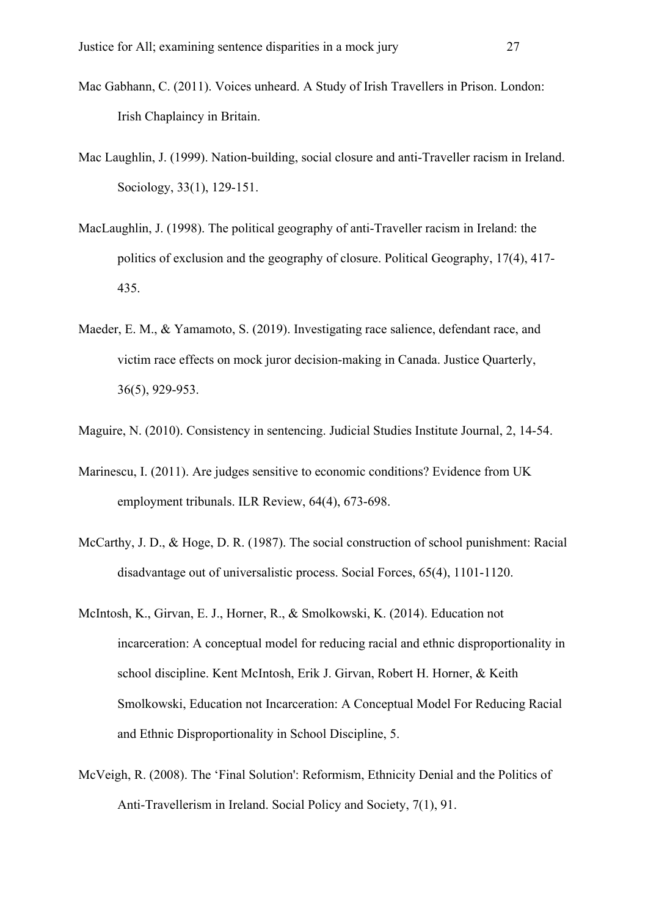Mac Gabhann, C. (2011). Voices unheard. A Study of Irish Travellers in Prison. London: Irish Chaplaincy in Britain.

Mac Laughlin, J. (1999). Nation-building, social closure and anti-Traveller racism in Ireland. Sociology, 33(1), 129-151.

MacLaughlin, J. (1998). The political geography of anti-Traveller racism in Ireland: the politics of exclusion and the geography of closure. Political Geography, 17(4), 417-435.

Maeder, E. M., & Yamamoto, S. (2019). Investigating race salience, defendant race, and victim race effects on mock juror decision-making in Canada. Justice Quarterly, 36(5), 929-953.

Maguire, N. (2010). Consistency in sentencing. Judicial Studies Institute Journal, 2, 14-54.

Marinescu, I. (2011). Are judges sensitive to economic conditions? Evidence from UK employment tribunals. ILR Review, 64(4), 673-698.

McCarthy, J. D., & Hoge, D. R. (1987). The social construction of school punishment: Racial disadvantage out of universalistic process. Social Forces, 65(4), 1101-1120.

McIntosh, K., Girvan, E. J., Horner, R., & Smolkowski, K. (2014). Education not incarceration: A conceptual model for reducing racial and ethnic disproportionality in school discipline. Kent McIntosh, Erik J. Girvan, Robert H. Horner, & Keith Smolkowski, Education not Incarceration: A Conceptual Model For Reducing Racial and Ethnic Disproportionality in School Discipline, 5.

McVeigh, R. (2008). The 'Final Solution': Reformism, Ethnicity Denial and the Politics of Anti-Travellerism in Ireland. Social Policy and Society, 7(1), 91.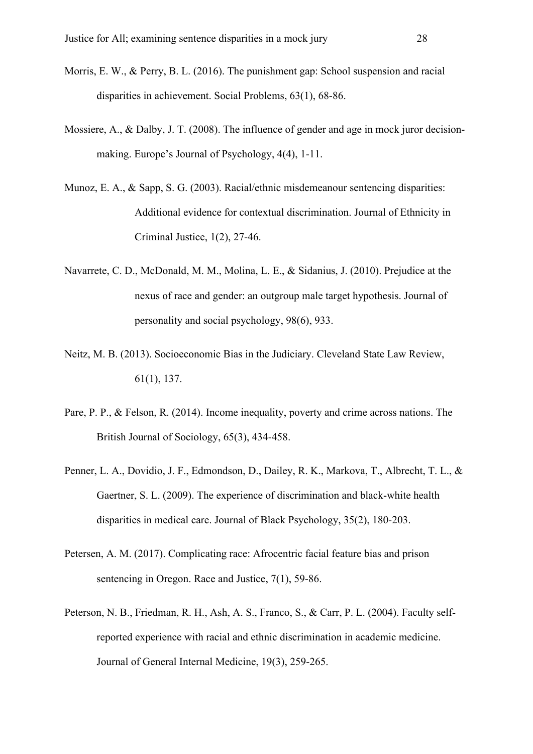Morris, E. W., & Perry, B. L. (2016). The punishment gap: School suspension and racial disparities in achievement. Social Problems, 63(1), 68-86.

Mossiere, A., & Dalby, J. T. (2008). The influence of gender and age in mock juror decision-making. Europe's Journal of Psychology, 4(4), 1-11.

Munoz, E. A., & Sapp, S. G. (2003). Racial/ethnic misdemeanour sentencing disparities: Additional evidence for contextual discrimination. Journal of Ethnicity in Criminal Justice, 1(2), 27-46.

Navarrete, C. D., McDonald, M. M., Molina, L. E., & Sidanius, J. (2010). Prejudice at the nexus of race and gender: an outgroup male target hypothesis. Journal of personality and social psychology, 98(6), 933.

Neitz, M. B. (2013). Socioeconomic Bias in the Judiciary. Cleveland State Law Review, 61(1), 137.

Pare, P. P., & Felson, R. (2014). Income inequality, poverty and crime across nations. The British Journal of Sociology, 65(3), 434-458.

Penner, L. A., Dovidio, J. F., Edmondson, D., Dailey, R. K., Markova, T., Albrecht, T. L., & Gaertner, S. L. (2009). The experience of discrimination and black-white health disparities in medical care. Journal of Black Psychology, 35(2), 180-203.

Petersen, A. M. (2017). Complicating race: Afrocentric facial feature bias and prison sentencing in Oregon. Race and Justice, 7(1), 59-86.

Peterson, N. B., Friedman, R. H., Ash, A. S., Franco, S., & Carr, P. L. (2004). Faculty self-reported experience with racial and ethnic discrimination in academic medicine. Journal of General Internal Medicine, 19(3), 259-265.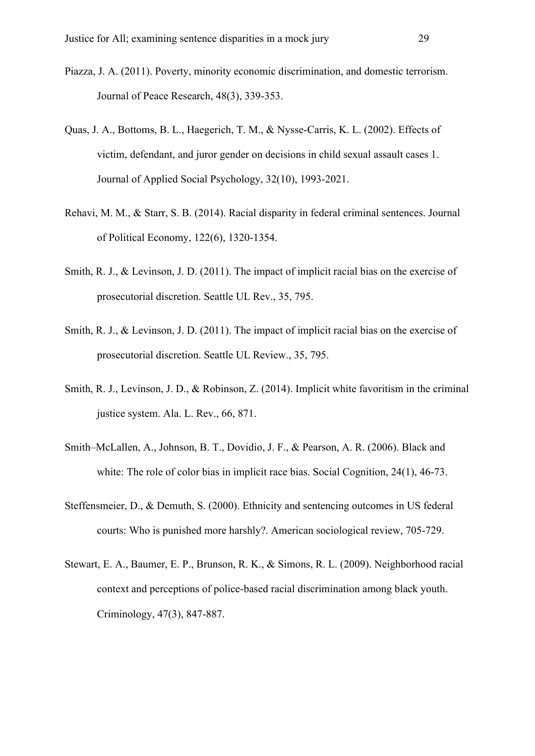Piazza, J. A. (2011). Poverty, minority economic discrimination, and domestic terrorism. Journal of Peace Research, 48(3), 339-353.

Quas, J. A., Bottoms, B. L., Haegerich, T. M., & Nysse-Carris, K. L. (2002). Effects of victim, defendant, and juror gender on decisions in child sexual assault cases 1. Journal of Applied Social Psychology, 32(10), 1993-2021.

Rehavi, M. M., & Starr, S. B. (2014). Racial disparity in federal criminal sentences. Journal of Political Economy, 122(6), 1320-1354.

Smith, R. J., & Levinson, J. D. (2011). The impact of implicit racial bias on the exercise of prosecutorial discretion. Seattle UL Rev., 35, 795.

Smith, R. J., & Levinson, J. D. (2011). The impact of implicit racial bias on the exercise of prosecutorial discretion. Seattle UL Review., 35, 795.

Smith, R. J., Levinson, J. D., & Robinson, Z. (2014). Implicit white favoritism in the criminal justice system. Ala. L. Rev., 66, 871.

Smith–McLallen, A., Johnson, B. T., Dovidio, J. F., & Pearson, A. R. (2006). Black and white: The role of color bias in implicit race bias. Social Cognition, 24(1), 46-73.

Steffensmeier, D., & Demuth, S. (2000). Ethnicity and sentencing outcomes in US federal courts: Who is punished more harshly?. American sociological review, 705-729.

Stewart, E. A., Baumer, E. P., Brunson, R. K., & Simons, R. L. (2009). Neighborhood racial context and perceptions of police-based racial discrimination among black youth. Criminology, 47(3), 847-887.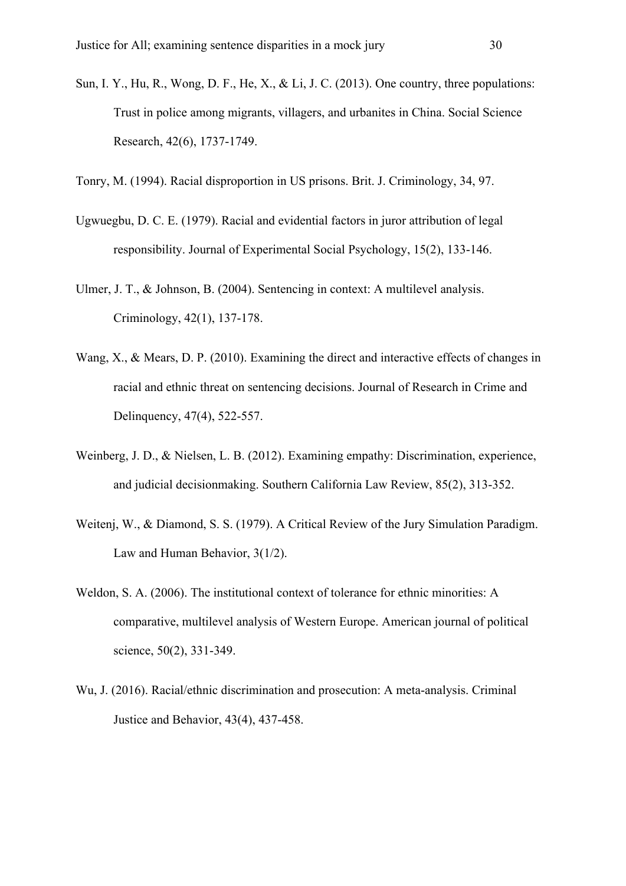Sun, I. Y., Hu, R., Wong, D. F., He, X., & Li, J. C. (2013). One country, three populations: Trust in police among migrants, villagers, and urbanites in China. Social Science Research, 42(6), 1737-1749.

Tonry, M. (1994). Racial disproportion in US prisons. Brit. J. Criminology, 34, 97.

Ugwuegbu, D. C. E. (1979). Racial and evidential factors in juror attribution of legal responsibility. Journal of Experimental Social Psychology, 15(2), 133-146.

Ulmer, J. T., & Johnson, B. (2004). Sentencing in context: A multilevel analysis. Criminology, 42(1), 137-178.

Wang, X., & Mears, D. P. (2010). Examining the direct and interactive effects of changes in racial and ethnic threat on sentencing decisions. Journal of Research in Crime and Delinquency, 47(4), 522-557.

Weinberg, J. D., & Nielsen, L. B. (2012). Examining empathy: Discrimination, experience, and judicial decisionmaking. Southern California Law Review, 85(2), 313-352.

Weitenj, W., & Diamond, S. S. (1979). A Critical Review of the Jury Simulation Paradigm. Law and Human Behavior, 3(1/2).

Weldon, S. A. (2006). The institutional context of tolerance for ethnic minorities: A comparative, multilevel analysis of Western Europe. American journal of political science, 50(2), 331-349.

Wu, J. (2016). Racial/ethnic discrimination and prosecution: A meta-analysis. Criminal Justice and Behavior, 43(4), 437-458.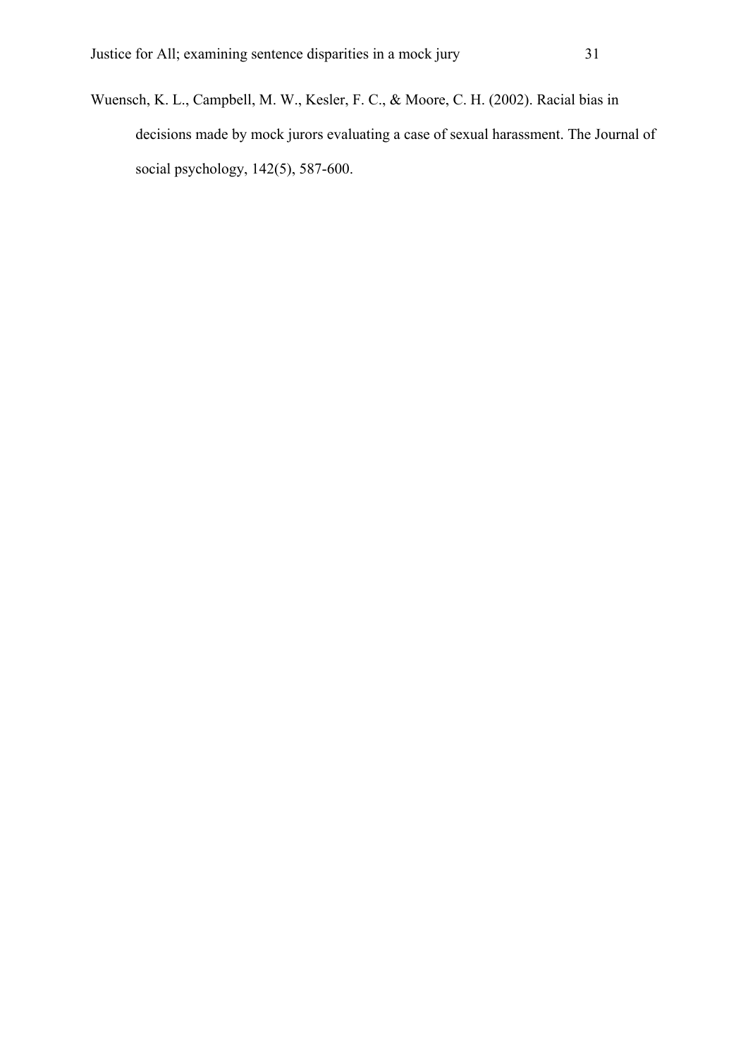Wuensch, K. L., Campbell, M. W., Kesler, F. C., & Moore, C. H. (2002). Racial bias in decisions made by mock jurors evaluating a case of sexual harassment. The Journal of social psychology, 142(5), 587-600.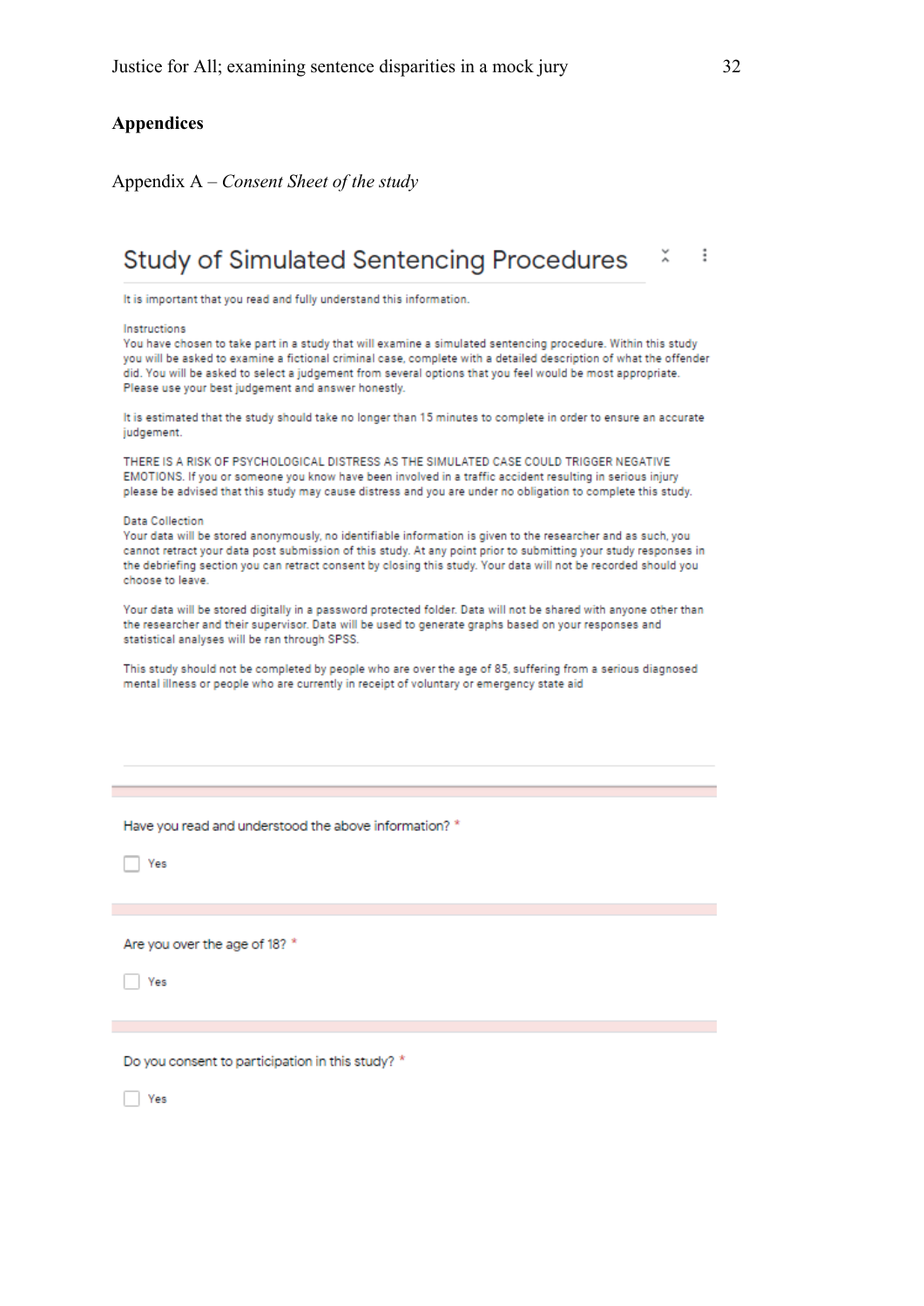## Appendices

Appendix A – *Consent Sheet of the study*

### Study of Simulated Sentencing Procedures

It is important that you read and fully understand this information.

Instructions
You have chosen to take part in a study that will examine a simulated sentencing procedure. Within this study you will be asked to examine a fictional criminal case, complete with a detailed description of what the offender did. You will be asked to select a judgement from several options that you feel would be most appropriate. Please use your best judgement and answer honestly.

It is estimated that the study should take no longer than 15 minutes to complete in order to ensure an accurate judgement.

THERE IS A RISK OF PSYCHOLOGICAL DISTRESS AS THE SIMULATED CASE COULD TRIGGER NEGATIVE EMOTIONS. If you or someone you know have been involved in a traffic accident resulting in serious injury please be advised that this study may cause distress and you are under no obligation to complete this study.

Data Collection
Your data will be stored anonymously, no identifiable information is given to the researcher and as such, you cannot retract your data post submission of this study. At any point prior to submitting your study responses in the debriefing section you can retract consent by closing this study. Your data will not be recorded should you choose to leave.

Your data will be stored digitally in a password protected folder. Data will not be shared with anyone other than the researcher and their supervisor. Data will be used to generate graphs based on your responses and statistical analyses will be ran through SPSS.

This study should not be completed by people who are over the age of 85, suffering from a serious diagnosed mental illness or people who are currently in receipt of voluntary or emergency state aid

Have you read and understood the above information? *

- [ ] Yes

Are you over the age of 18? *

- [ ] Yes

Do you consent to participation in this study? *

- [ ] Yes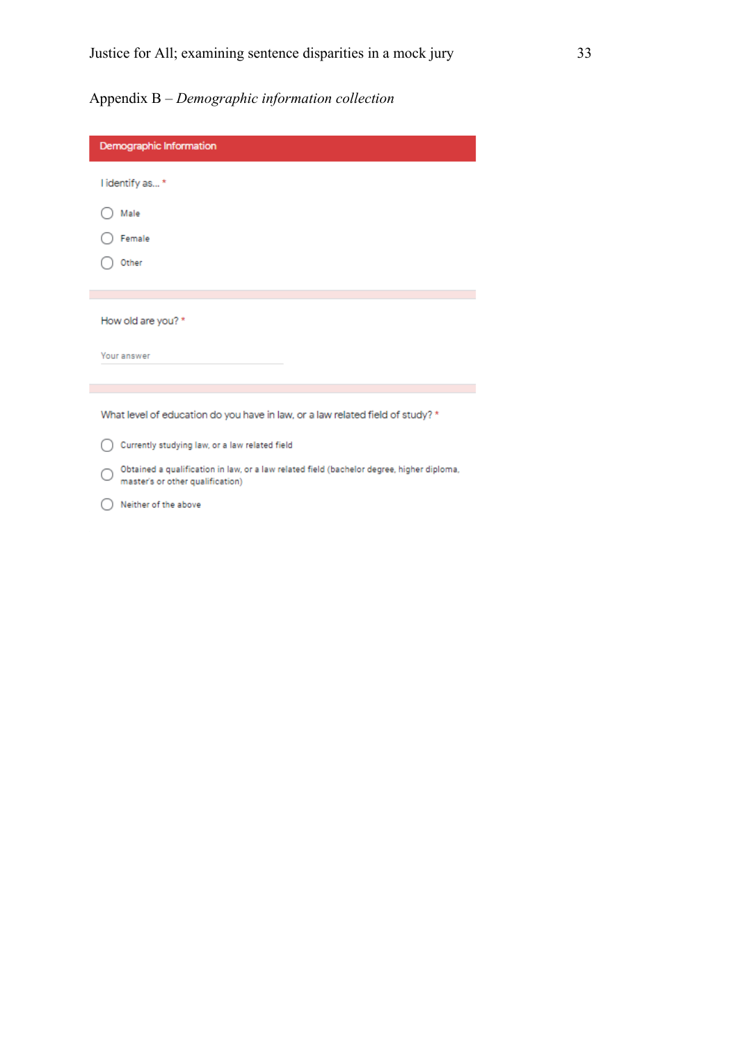Appendix B – *Demographic information collection*

**Demographic Information**

I identify as... *

- Male
- Female
- Other

How old are you? *

Your answer

What level of education do you have in law, or a law related field of study? *

- Currently studying law, or a law related field
- Obtained a qualification in law, or a law related field (bachelor degree, higher diploma, master's or other qualification)
- Neither of the above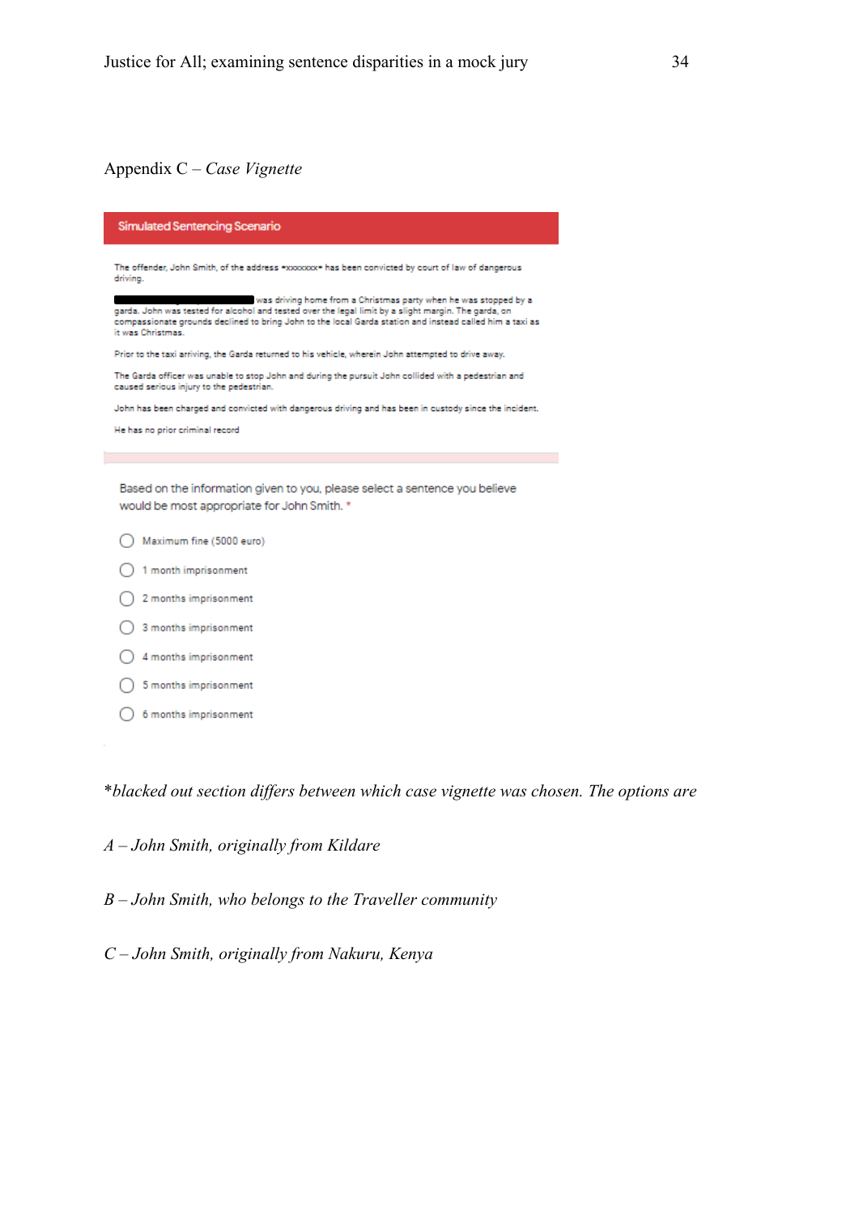Appendix C – *Case Vignette*

**Simulated Sentencing Scenario**

The offender, John Smith, of the address *xxxxxxx* has been convicted by court of law of dangerous driving.

████████████████ was driving home from a Christmas party when he was stopped by a garda. John was tested for alcohol and tested over the legal limit by a slight margin. The garda, on compassionate grounds declined to bring John to the local Garda station and instead called him a taxi as it was Christmas.

Prior to the taxi arriving, the Garda returned to his vehicle, wherein John attempted to drive away.

The Garda officer was unable to stop John and during the pursuit John collided with a pedestrian and caused serious injury to the pedestrian.

John has been charged and convicted with dangerous driving and has been in custody since the incident.

He has no prior criminal record

Based on the information given to you, please select a sentence you believe would be most appropriate for John Smith. *

- ◯ Maximum fine (5000 euro)
- ◯ 1 month imprisonment
- ◯ 2 months imprisonment
- ◯ 3 months imprisonment
- ◯ 4 months imprisonment
- ◯ 5 months imprisonment
- ◯ 6 months imprisonment

**blacked out section differs between which case vignette was chosen. The options are*

*A – John Smith, originally from Kildare*

*B – John Smith, who belongs to the Traveller community*

*C – John Smith, originally from Nakuru, Kenya*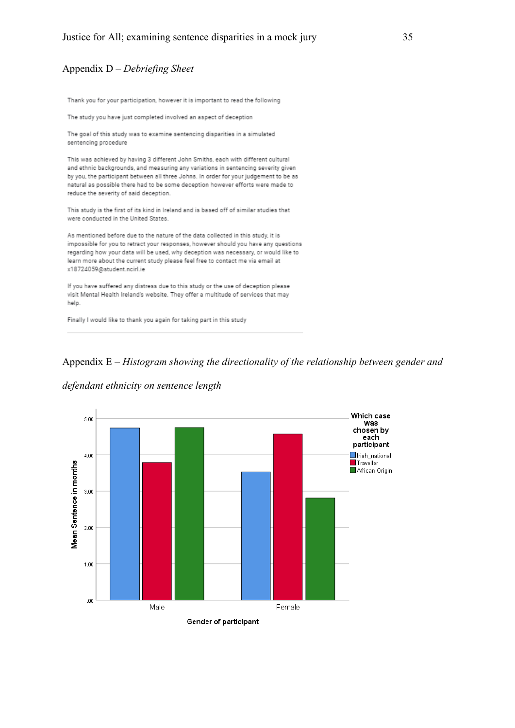Appendix D – *Debriefing Sheet*

Thank you for your participation, however it is important to read the following

The study you have just completed involved an aspect of deception

The goal of this study was to examine sentencing disparities in a simulated sentencing procedure

This was achieved by having 3 different John Smiths, each with different cultural and ethnic backgrounds, and measuring any variations in sentencing severity given by you, the participant between all three Johns. In order for your judgement to be as natural as possible there had to be some deception however efforts were made to reduce the severity of said deception.

This study is the first of its kind in Ireland and is based off of similar studies that were conducted in the United States.

As mentioned before due to the nature of the data collected in this study, it is impossible for you to retract your responses, however should you have any questions regarding how your data will be used, why deception was necessary, or would like to learn more about the current study please feel free to contact me via email at x18724059@student.ncirl.ie

If you have suffered any distress due to this study or the use of deception please visit Mental Health Ireland's website. They offer a multitude of services that may help.

Finally I would like to thank you again for taking part in this study

Appendix E – *Histogram showing the directionality of the relationship between gender and defendant ethnicity on sentence length*

Which case was chosen by each participant: Irish_national, Traveller, African Origin

Mean Sentence in months

.00, 1.00, 2.00, 3.00, 4.00, 5.00

Male, Female

Gender of participant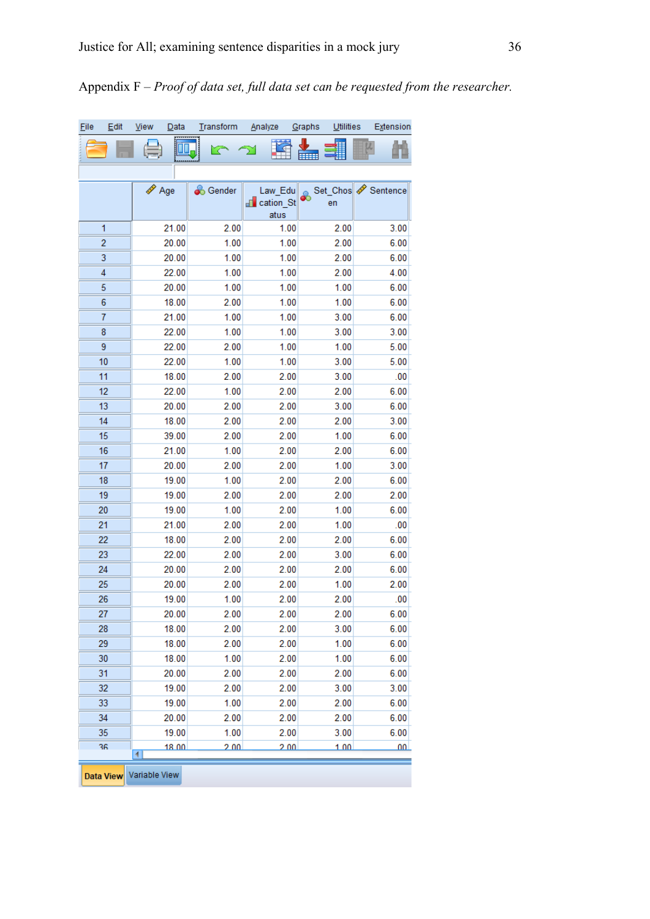Appendix F – *Proof of data set, full data set can be requested from the researcher.*

|  | Age | Gender | Law_Education_Status | Set_Chosen | Sentence |
|---|---|---|---|---|---|
| 1 | 21.00 | 2.00 | 1.00 | 2.00 | 3.00 |
| 2 | 20.00 | 1.00 | 1.00 | 2.00 | 6.00 |
| 3 | 20.00 | 1.00 | 1.00 | 2.00 | 6.00 |
| 4 | 22.00 | 1.00 | 1.00 | 2.00 | 4.00 |
| 5 | 20.00 | 1.00 | 1.00 | 1.00 | 6.00 |
| 6 | 18.00 | 2.00 | 1.00 | 1.00 | 6.00 |
| 7 | 21.00 | 1.00 | 1.00 | 3.00 | 6.00 |
| 8 | 22.00 | 1.00 | 1.00 | 3.00 | 3.00 |
| 9 | 22.00 | 2.00 | 1.00 | 1.00 | 5.00 |
| 10 | 22.00 | 1.00 | 1.00 | 3.00 | 5.00 |
| 11 | 18.00 | 2.00 | 2.00 | 3.00 | .00 |
| 12 | 22.00 | 1.00 | 2.00 | 2.00 | 6.00 |
| 13 | 20.00 | 2.00 | 2.00 | 3.00 | 6.00 |
| 14 | 18.00 | 2.00 | 2.00 | 2.00 | 3.00 |
| 15 | 39.00 | 2.00 | 2.00 | 1.00 | 6.00 |
| 16 | 21.00 | 1.00 | 2.00 | 2.00 | 6.00 |
| 17 | 20.00 | 2.00 | 2.00 | 1.00 | 3.00 |
| 18 | 19.00 | 1.00 | 2.00 | 2.00 | 6.00 |
| 19 | 19.00 | 2.00 | 2.00 | 2.00 | 2.00 |
| 20 | 19.00 | 1.00 | 2.00 | 1.00 | 6.00 |
| 21 | 21.00 | 2.00 | 2.00 | 1.00 | .00 |
| 22 | 18.00 | 2.00 | 2.00 | 2.00 | 6.00 |
| 23 | 22.00 | 2.00 | 2.00 | 3.00 | 6.00 |
| 24 | 20.00 | 2.00 | 2.00 | 2.00 | 6.00 |
| 25 | 20.00 | 2.00 | 2.00 | 1.00 | 2.00 |
| 26 | 19.00 | 1.00 | 2.00 | 2.00 | .00 |
| 27 | 20.00 | 2.00 | 2.00 | 2.00 | 6.00 |
| 28 | 18.00 | 2.00 | 2.00 | 3.00 | 6.00 |
| 29 | 18.00 | 2.00 | 2.00 | 1.00 | 6.00 |
| 30 | 18.00 | 1.00 | 2.00 | 1.00 | 6.00 |
| 31 | 20.00 | 2.00 | 2.00 | 2.00 | 6.00 |
| 32 | 19.00 | 2.00 | 2.00 | 3.00 | 3.00 |
| 33 | 19.00 | 1.00 | 2.00 | 2.00 | 6.00 |
| 34 | 20.00 | 2.00 | 2.00 | 2.00 | 6.00 |
| 35 | 19.00 | 1.00 | 2.00 | 3.00 | 6.00 |
| 36 | 18.00 | 2.00 | 2.00 | 1.00 | .00 |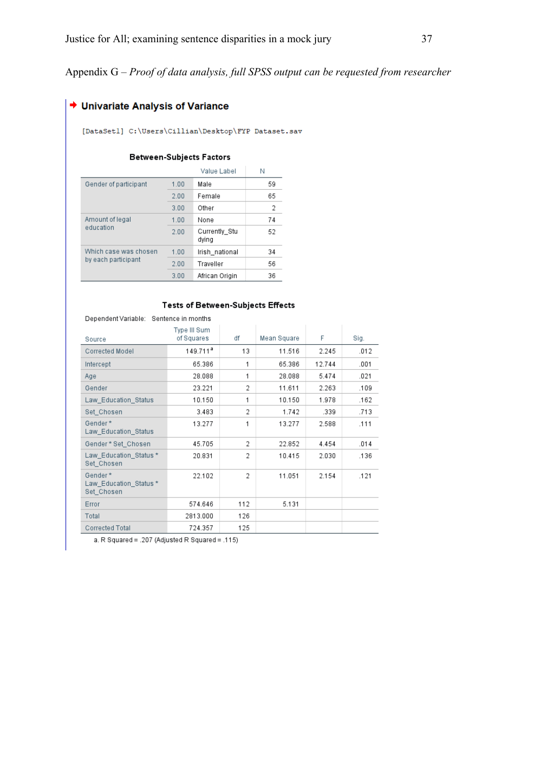Appendix G – *Proof of data analysis, full SPSS output can be requested from researcher*

## Univariate Analysis of Variance

```
[DataSet1] C:\Users\Cillian\Desktop\FYP Dataset.sav
```

**Between-Subjects Factors**

| | | Value Label | N |
|---|---|---|---|
| Gender of participant | 1.00 | Male | 59 |
| | 2.00 | Female | 65 |
| | 3.00 | Other | 2 |
| Amount of legal education | 1.00 | None | 74 |
| | 2.00 | Currently_Studying | 52 |
| Which case was chosen by each participant | 1.00 | Irish_national | 34 |
| | 2.00 | Traveller | 56 |
| | 3.00 | African Origin | 36 |

**Tests of Between-Subjects Effects**

Dependent Variable: Sentence in months

| Source | Type III Sum of Squares | df | Mean Square | F | Sig. |
|---|---|---|---|---|---|
| Corrected Model | 149.711[a] | 13 | 11.516 | 2.245 | .012 |
| Intercept | 65.386 | 1 | 65.386 | 12.744 | .001 |
| Age | 28.088 | 1 | 28.088 | 5.474 | .021 |
| Gender | 23.221 | 2 | 11.611 | 2.263 | .109 |
| Law_Education_Status | 10.150 | 1 | 10.150 | 1.978 | .162 |
| Set_Chosen | 3.483 | 2 | 1.742 | .339 | .713 |
| Gender * Law_Education_Status | 13.277 | 1 | 13.277 | 2.588 | .111 |
| Gender * Set_Chosen | 45.705 | 2 | 22.852 | 4.454 | .014 |
| Law_Education_Status * Set_Chosen | 20.831 | 2 | 10.415 | 2.030 | .136 |
| Gender * Law_Education_Status * Set_Chosen | 22.102 | 2 | 11.051 | 2.154 | .121 |
| Error | 574.646 | 112 | 5.131 | | |
| Total | 2813.000 | 126 | | | |
| Corrected Total | 724.357 | 125 | | | |

a. R Squared = .207 (Adjusted R Squared = .115)